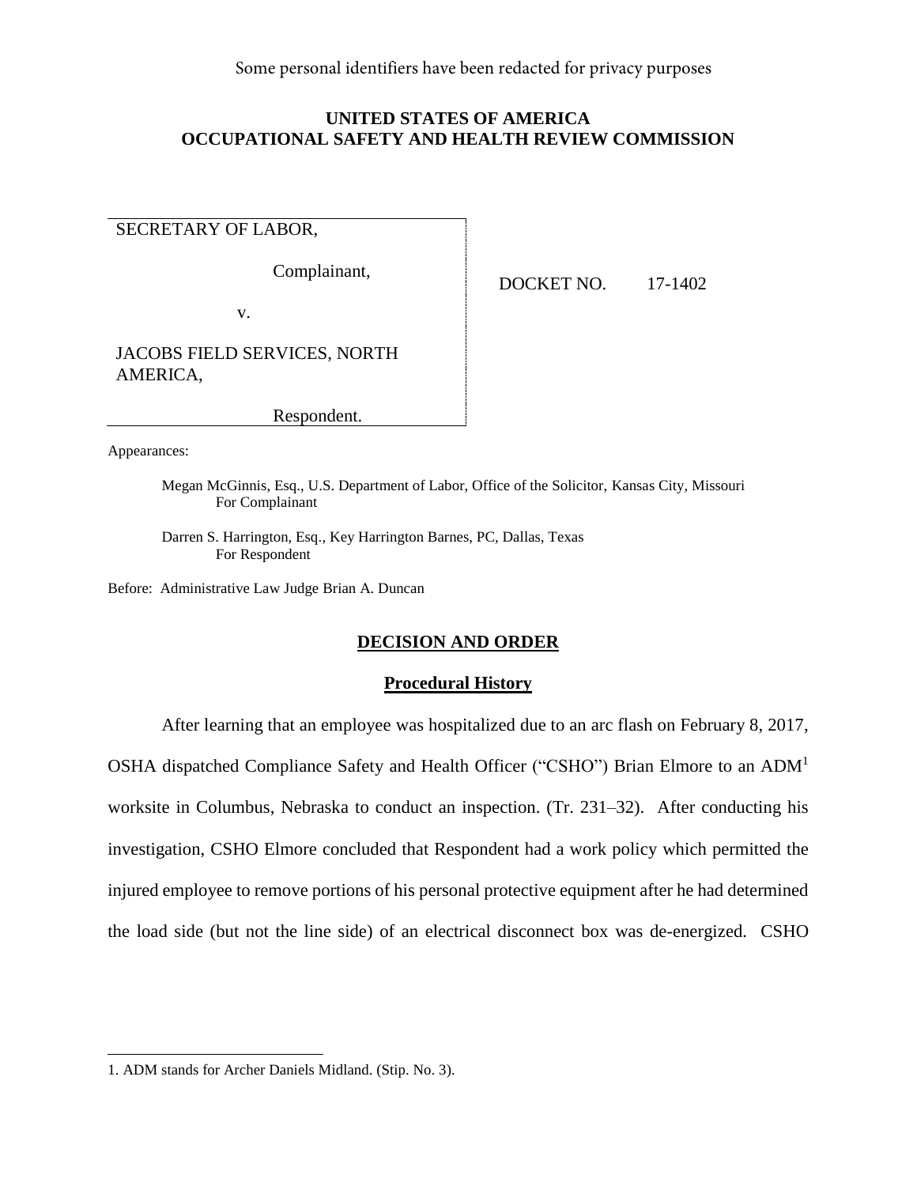Some personal identifiers have been redacted for privacy purposes

**UNITED STATES OF AMERICA**
**OCCUPATIONAL SAFETY AND HEALTH REVIEW COMMISSION**

| | |
|---|---|
| SECRETARY OF LABOR,<br><br>Complainant,<br><br>v.<br><br>JACOBS FIELD SERVICES, NORTH AMERICA,<br><br>Respondent. | DOCKET NO. 17-1402 |

Appearances:

> Megan McGinnis, Esq., U.S. Department of Labor, Office of the Solicitor, Kansas City, Missouri
> For Complainant
>
> Darren S. Harrington, Esq., Key Harrington Barnes, PC, Dallas, Texas
> For Respondent

Before: Administrative Law Judge Brian A. Duncan

## DECISION AND ORDER

### Procedural History

After learning that an employee was hospitalized due to an arc flash on February 8, 2017, OSHA dispatched Compliance Safety and Health Officer ("CSHO") Brian Elmore to an ADM[1] worksite in Columbus, Nebraska to conduct an inspection. (Tr. 231–32). After conducting his investigation, CSHO Elmore concluded that Respondent had a work policy which permitted the injured employee to remove portions of his personal protective equipment after he had determined the load side (but not the line side) of an electrical disconnect box was de-energized. CSHO

---

1. ADM stands for Archer Daniels Midland. (Stip. No. 3).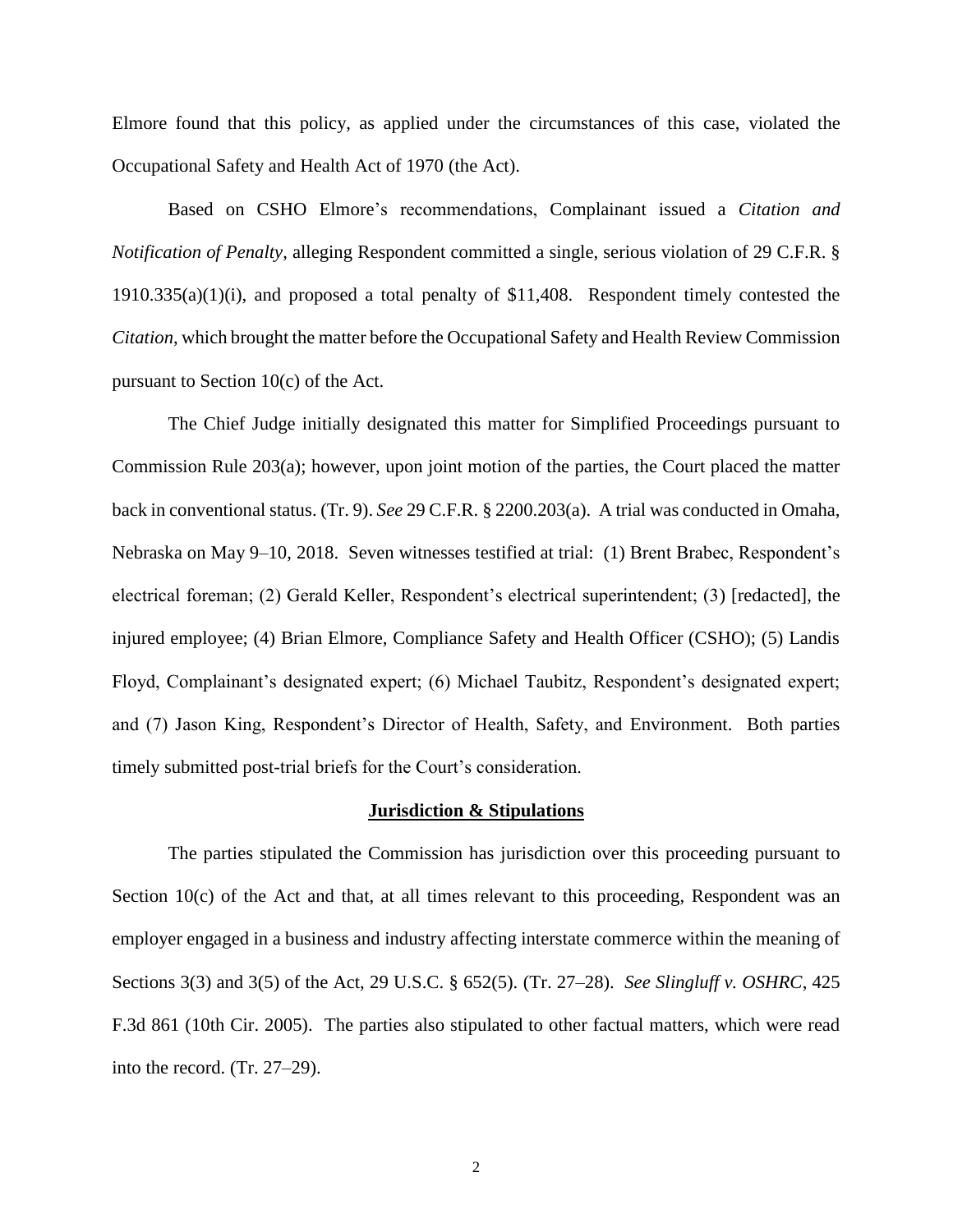Elmore found that this policy, as applied under the circumstances of this case, violated the Occupational Safety and Health Act of 1970 (the Act).

Based on CSHO Elmore's recommendations, Complainant issued a *Citation and Notification of Penalty*, alleging Respondent committed a single, serious violation of 29 C.F.R. § 1910.335(a)(1)(i), and proposed a total penalty of $11,408. Respondent timely contested the *Citation*, which brought the matter before the Occupational Safety and Health Review Commission pursuant to Section 10(c) of the Act.

The Chief Judge initially designated this matter for Simplified Proceedings pursuant to Commission Rule 203(a); however, upon joint motion of the parties, the Court placed the matter back in conventional status. (Tr. 9). *See* 29 C.F.R. § 2200.203(a). A trial was conducted in Omaha, Nebraska on May 9–10, 2018. Seven witnesses testified at trial: (1) Brent Brabec, Respondent's electrical foreman; (2) Gerald Keller, Respondent's electrical superintendent; (3) [redacted], the injured employee; (4) Brian Elmore, Compliance Safety and Health Officer (CSHO); (5) Landis Floyd, Complainant's designated expert; (6) Michael Taubitz, Respondent's designated expert; and (7) Jason King, Respondent's Director of Health, Safety, and Environment. Both parties timely submitted post-trial briefs for the Court's consideration.

## Jurisdiction & Stipulations

The parties stipulated the Commission has jurisdiction over this proceeding pursuant to Section 10(c) of the Act and that, at all times relevant to this proceeding, Respondent was an employer engaged in a business and industry affecting interstate commerce within the meaning of Sections 3(3) and 3(5) of the Act, 29 U.S.C. § 652(5). (Tr. 27–28). *See Slingluff v. OSHRC*, 425 F.3d 861 (10th Cir. 2005). The parties also stipulated to other factual matters, which were read into the record. (Tr. 27–29).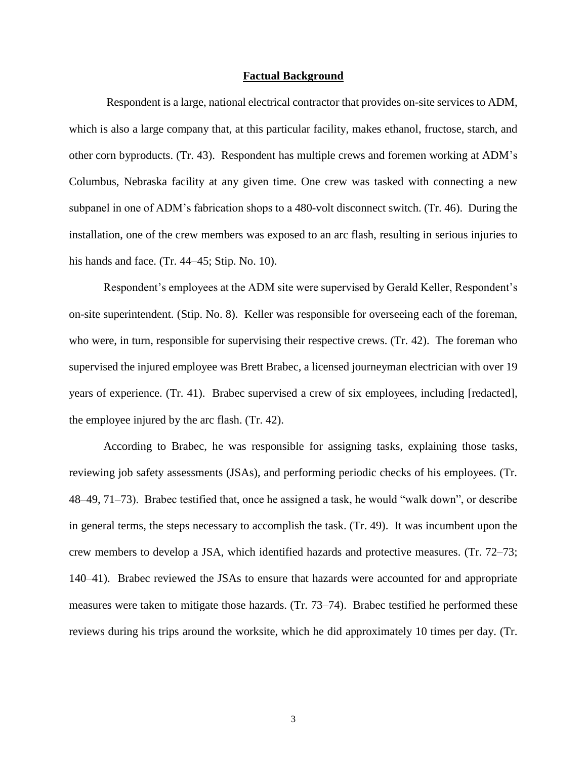**Factual Background**

Respondent is a large, national electrical contractor that provides on-site services to ADM, which is also a large company that, at this particular facility, makes ethanol, fructose, starch, and other corn byproducts. (Tr. 43). Respondent has multiple crews and foremen working at ADM's Columbus, Nebraska facility at any given time. One crew was tasked with connecting a new subpanel in one of ADM's fabrication shops to a 480-volt disconnect switch. (Tr. 46). During the installation, one of the crew members was exposed to an arc flash, resulting in serious injuries to his hands and face. (Tr. 44–45; Stip. No. 10).

Respondent's employees at the ADM site were supervised by Gerald Keller, Respondent's on-site superintendent. (Stip. No. 8). Keller was responsible for overseeing each of the foreman, who were, in turn, responsible for supervising their respective crews. (Tr. 42). The foreman who supervised the injured employee was Brett Brabec, a licensed journeyman electrician with over 19 years of experience. (Tr. 41). Brabec supervised a crew of six employees, including [redacted], the employee injured by the arc flash. (Tr. 42).

According to Brabec, he was responsible for assigning tasks, explaining those tasks, reviewing job safety assessments (JSAs), and performing periodic checks of his employees. (Tr. 48–49, 71–73). Brabec testified that, once he assigned a task, he would "walk down", or describe in general terms, the steps necessary to accomplish the task. (Tr. 49). It was incumbent upon the crew members to develop a JSA, which identified hazards and protective measures. (Tr. 72–73; 140–41). Brabec reviewed the JSAs to ensure that hazards were accounted for and appropriate measures were taken to mitigate those hazards. (Tr. 73–74). Brabec testified he performed these reviews during his trips around the worksite, which he did approximately 10 times per day. (Tr.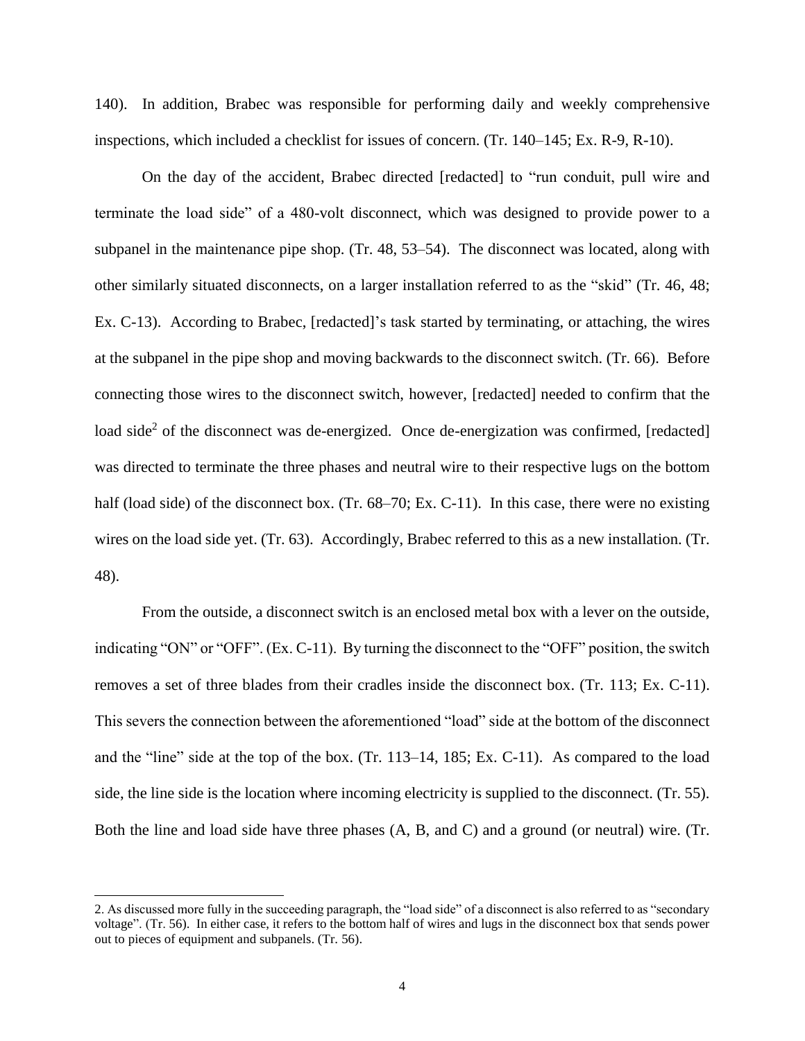140). In addition, Brabec was responsible for performing daily and weekly comprehensive inspections, which included a checklist for issues of concern. (Tr. 140–145; Ex. R-9, R-10).

On the day of the accident, Brabec directed [redacted] to "run conduit, pull wire and terminate the load side" of a 480-volt disconnect, which was designed to provide power to a subpanel in the maintenance pipe shop. (Tr. 48, 53–54). The disconnect was located, along with other similarly situated disconnects, on a larger installation referred to as the "skid" (Tr. 46, 48; Ex. C-13). According to Brabec, [redacted]'s task started by terminating, or attaching, the wires at the subpanel in the pipe shop and moving backwards to the disconnect switch. (Tr. 66). Before connecting those wires to the disconnect switch, however, [redacted] needed to confirm that the load side[2] of the disconnect was de-energized. Once de-energization was confirmed, [redacted] was directed to terminate the three phases and neutral wire to their respective lugs on the bottom half (load side) of the disconnect box. (Tr. 68–70; Ex. C-11). In this case, there were no existing wires on the load side yet. (Tr. 63). Accordingly, Brabec referred to this as a new installation. (Tr. 48).

From the outside, a disconnect switch is an enclosed metal box with a lever on the outside, indicating "ON" or "OFF". (Ex. C-11). By turning the disconnect to the "OFF" position, the switch removes a set of three blades from their cradles inside the disconnect box. (Tr. 113; Ex. C-11). This severs the connection between the aforementioned "load" side at the bottom of the disconnect and the "line" side at the top of the box. (Tr. 113–14, 185; Ex. C-11). As compared to the load side, the line side is the location where incoming electricity is supplied to the disconnect. (Tr. 55). Both the line and load side have three phases (A, B, and C) and a ground (or neutral) wire. (Tr.

---

2. As discussed more fully in the succeeding paragraph, the "load side" of a disconnect is also referred to as "secondary voltage". (Tr. 56). In either case, it refers to the bottom half of wires and lugs in the disconnect box that sends power out to pieces of equipment and subpanels. (Tr. 56).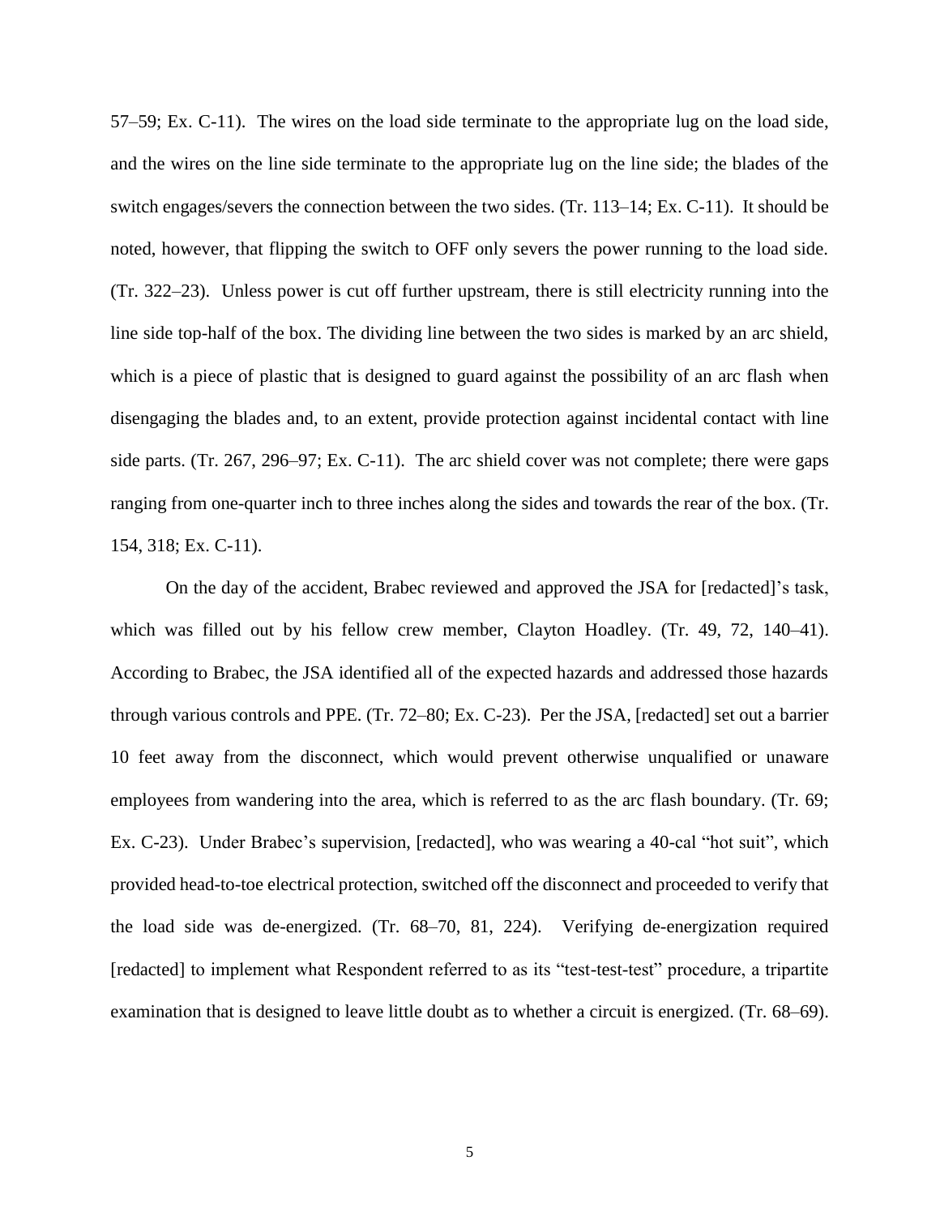57–59; Ex. C-11). The wires on the load side terminate to the appropriate lug on the load side, and the wires on the line side terminate to the appropriate lug on the line side; the blades of the switch engages/severs the connection between the two sides. (Tr. 113–14; Ex. C-11). It should be noted, however, that flipping the switch to OFF only severs the power running to the load side. (Tr. 322–23). Unless power is cut off further upstream, there is still electricity running into the line side top-half of the box. The dividing line between the two sides is marked by an arc shield, which is a piece of plastic that is designed to guard against the possibility of an arc flash when disengaging the blades and, to an extent, provide protection against incidental contact with line side parts. (Tr. 267, 296–97; Ex. C-11). The arc shield cover was not complete; there were gaps ranging from one-quarter inch to three inches along the sides and towards the rear of the box. (Tr. 154, 318; Ex. C-11).

On the day of the accident, Brabec reviewed and approved the JSA for [redacted]'s task, which was filled out by his fellow crew member, Clayton Hoadley. (Tr. 49, 72, 140–41). According to Brabec, the JSA identified all of the expected hazards and addressed those hazards through various controls and PPE. (Tr. 72–80; Ex. C-23). Per the JSA, [redacted] set out a barrier 10 feet away from the disconnect, which would prevent otherwise unqualified or unaware employees from wandering into the area, which is referred to as the arc flash boundary. (Tr. 69; Ex. C-23). Under Brabec's supervision, [redacted], who was wearing a 40-cal "hot suit", which provided head-to-toe electrical protection, switched off the disconnect and proceeded to verify that the load side was de-energized. (Tr. 68–70, 81, 224). Verifying de-energization required [redacted] to implement what Respondent referred to as its "test-test-test" procedure, a tripartite examination that is designed to leave little doubt as to whether a circuit is energized. (Tr. 68–69).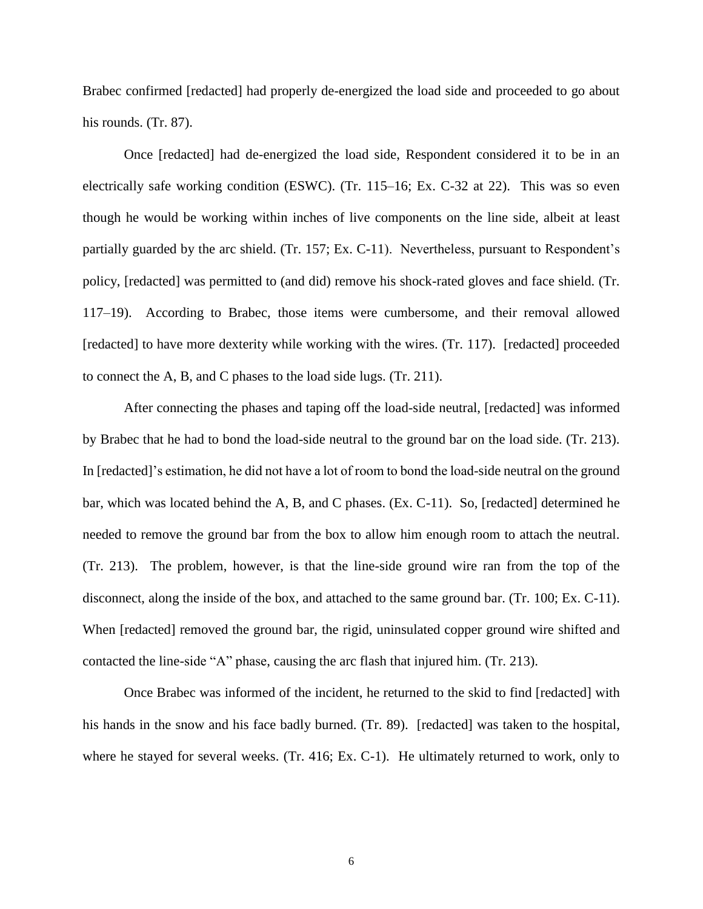Brabec confirmed [redacted] had properly de-energized the load side and proceeded to go about his rounds. (Tr. 87).

Once [redacted] had de-energized the load side, Respondent considered it to be in an electrically safe working condition (ESWC). (Tr. 115–16; Ex. C-32 at 22). This was so even though he would be working within inches of live components on the line side, albeit at least partially guarded by the arc shield. (Tr. 157; Ex. C-11). Nevertheless, pursuant to Respondent's policy, [redacted] was permitted to (and did) remove his shock-rated gloves and face shield. (Tr. 117–19). According to Brabec, those items were cumbersome, and their removal allowed [redacted] to have more dexterity while working with the wires. (Tr. 117). [redacted] proceeded to connect the A, B, and C phases to the load side lugs. (Tr. 211).

After connecting the phases and taping off the load-side neutral, [redacted] was informed by Brabec that he had to bond the load-side neutral to the ground bar on the load side. (Tr. 213). In [redacted]'s estimation, he did not have a lot of room to bond the load-side neutral on the ground bar, which was located behind the A, B, and C phases. (Ex. C-11). So, [redacted] determined he needed to remove the ground bar from the box to allow him enough room to attach the neutral. (Tr. 213). The problem, however, is that the line-side ground wire ran from the top of the disconnect, along the inside of the box, and attached to the same ground bar. (Tr. 100; Ex. C-11). When [redacted] removed the ground bar, the rigid, uninsulated copper ground wire shifted and contacted the line-side "A" phase, causing the arc flash that injured him. (Tr. 213).

Once Brabec was informed of the incident, he returned to the skid to find [redacted] with his hands in the snow and his face badly burned. (Tr. 89). [redacted] was taken to the hospital, where he stayed for several weeks. (Tr. 416; Ex. C-1). He ultimately returned to work, only to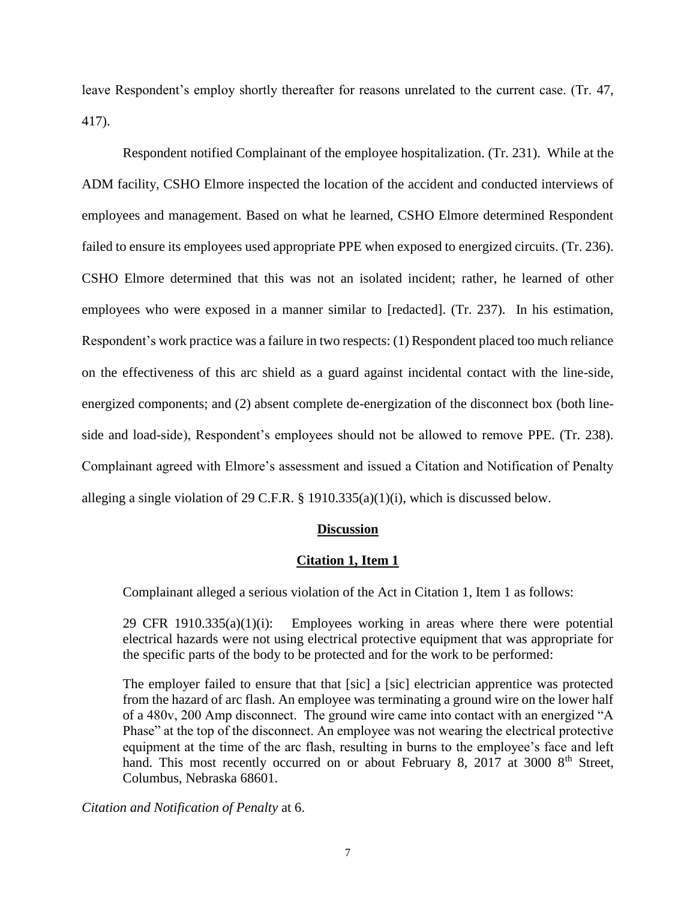leave Respondent's employ shortly thereafter for reasons unrelated to the current case. (Tr. 47, 417).

Respondent notified Complainant of the employee hospitalization. (Tr. 231). While at the ADM facility, CSHO Elmore inspected the location of the accident and conducted interviews of employees and management. Based on what he learned, CSHO Elmore determined Respondent failed to ensure its employees used appropriate PPE when exposed to energized circuits. (Tr. 236). CSHO Elmore determined that this was not an isolated incident; rather, he learned of other employees who were exposed in a manner similar to [redacted]. (Tr. 237). In his estimation, Respondent's work practice was a failure in two respects: (1) Respondent placed too much reliance on the effectiveness of this arc shield as a guard against incidental contact with the line-side, energized components; and (2) absent complete de-energization of the disconnect box (both line-side and load-side), Respondent's employees should not be allowed to remove PPE. (Tr. 238). Complainant agreed with Elmore's assessment and issued a Citation and Notification of Penalty alleging a single violation of 29 C.F.R. § 1910.335(a)(1)(i), which is discussed below.

## Discussion

### Citation 1, Item 1

Complainant alleged a serious violation of the Act in Citation 1, Item 1 as follows:

> 29 CFR 1910.335(a)(1)(i): Employees working in areas where there were potential electrical hazards were not using electrical protective equipment that was appropriate for the specific parts of the body to be protected and for the work to be performed:
>
> The employer failed to ensure that that [sic] a [sic] electrician apprentice was protected from the hazard of arc flash. An employee was terminating a ground wire on the lower half of a 480v, 200 Amp disconnect. The ground wire came into contact with an energized "A Phase" at the top of the disconnect. An employee was not wearing the electrical protective equipment at the time of the arc flash, resulting in burns to the employee's face and left hand. This most recently occurred on or about February 8, 2017 at 3000 8th Street, Columbus, Nebraska 68601.

*Citation and Notification of Penalty* at 6.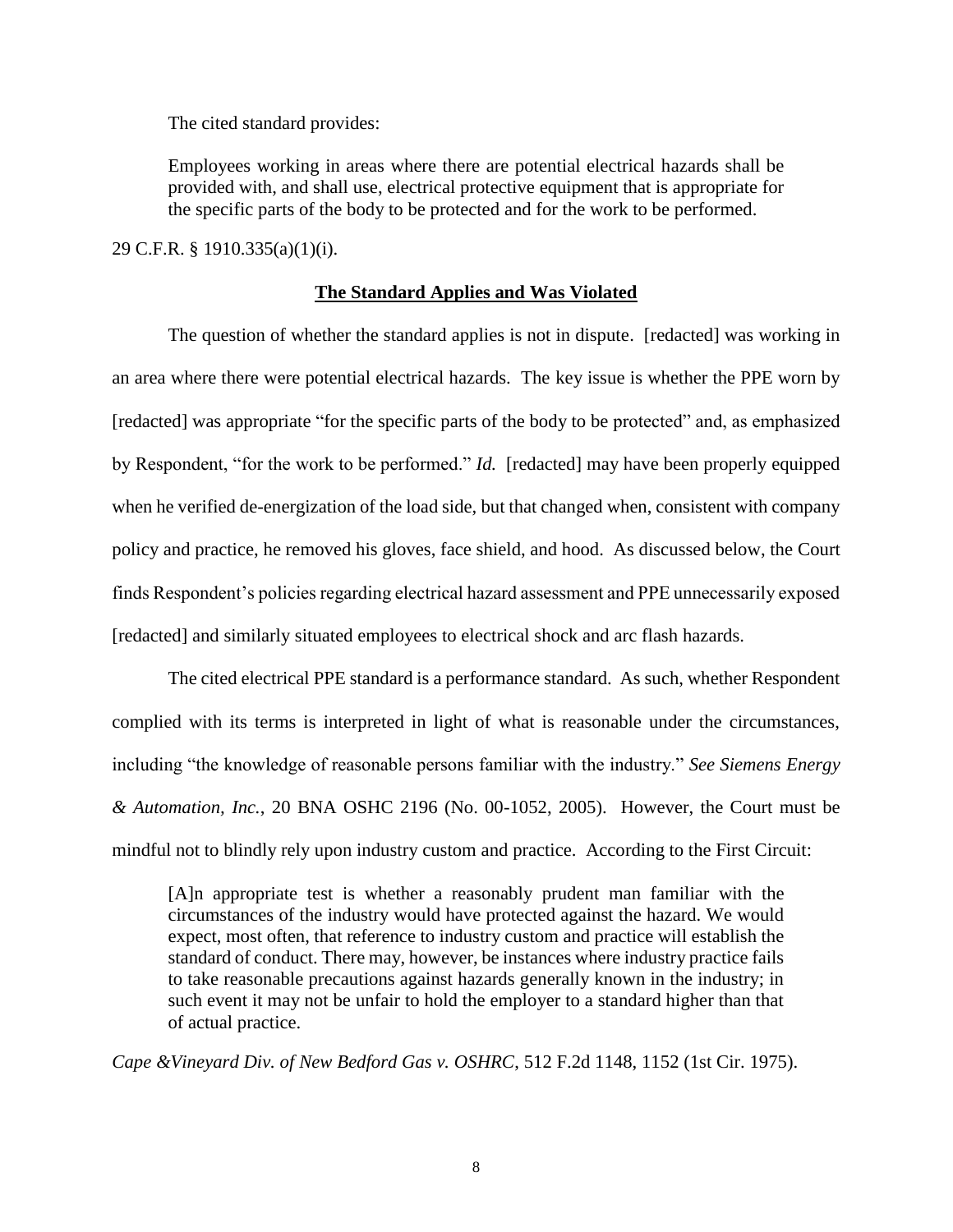The cited standard provides:

> Employees working in areas where there are potential electrical hazards shall be provided with, and shall use, electrical protective equipment that is appropriate for the specific parts of the body to be protected and for the work to be performed.

29 C.F.R. § 1910.335(a)(1)(i).

**<u>The Standard Applies and Was Violated</u>**

The question of whether the standard applies is not in dispute. [redacted] was working in an area where there were potential electrical hazards. The key issue is whether the PPE worn by [redacted] was appropriate "for the specific parts of the body to be protected" and, as emphasized by Respondent, "for the work to be performed." *Id.* [redacted] may have been properly equipped when he verified de-energization of the load side, but that changed when, consistent with company policy and practice, he removed his gloves, face shield, and hood. As discussed below, the Court finds Respondent's policies regarding electrical hazard assessment and PPE unnecessarily exposed [redacted] and similarly situated employees to electrical shock and arc flash hazards.

The cited electrical PPE standard is a performance standard. As such, whether Respondent complied with its terms is interpreted in light of what is reasonable under the circumstances, including "the knowledge of reasonable persons familiar with the industry." *See Siemens Energy & Automation, Inc.*, 20 BNA OSHC 2196 (No. 00-1052, 2005). However, the Court must be mindful not to blindly rely upon industry custom and practice. According to the First Circuit:

> [A]n appropriate test is whether a reasonably prudent man familiar with the circumstances of the industry would have protected against the hazard. We would expect, most often, that reference to industry custom and practice will establish the standard of conduct. There may, however, be instances where industry practice fails to take reasonable precautions against hazards generally known in the industry; in such event it may not be unfair to hold the employer to a standard higher than that of actual practice.

*Cape &Vineyard Div. of New Bedford Gas v. OSHRC*, 512 F.2d 1148, 1152 (1st Cir. 1975).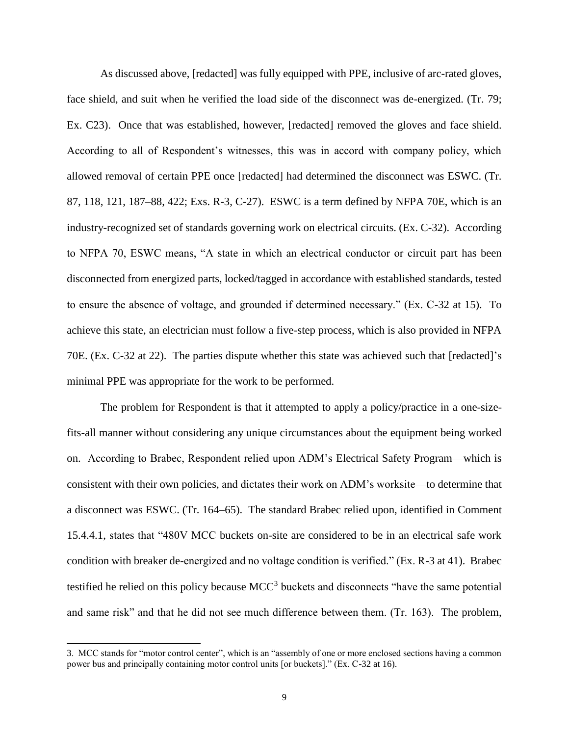As discussed above, [redacted] was fully equipped with PPE, inclusive of arc-rated gloves, face shield, and suit when he verified the load side of the disconnect was de-energized. (Tr. 79; Ex. C23). Once that was established, however, [redacted] removed the gloves and face shield. According to all of Respondent's witnesses, this was in accord with company policy, which allowed removal of certain PPE once [redacted] had determined the disconnect was ESWC. (Tr. 87, 118, 121, 187–88, 422; Exs. R-3, C-27). ESWC is a term defined by NFPA 70E, which is an industry-recognized set of standards governing work on electrical circuits. (Ex. C-32). According to NFPA 70, ESWC means, "A state in which an electrical conductor or circuit part has been disconnected from energized parts, locked/tagged in accordance with established standards, tested to ensure the absence of voltage, and grounded if determined necessary." (Ex. C-32 at 15). To achieve this state, an electrician must follow a five-step process, which is also provided in NFPA 70E. (Ex. C-32 at 22). The parties dispute whether this state was achieved such that [redacted]'s minimal PPE was appropriate for the work to be performed.

The problem for Respondent is that it attempted to apply a policy/practice in a one-size-fits-all manner without considering any unique circumstances about the equipment being worked on. According to Brabec, Respondent relied upon ADM's Electrical Safety Program—which is consistent with their own policies, and dictates their work on ADM's worksite—to determine that a disconnect was ESWC. (Tr. 164–65). The standard Brabec relied upon, identified in Comment 15.4.4.1, states that "480V MCC buckets on-site are considered to be in an electrical safe work condition with breaker de-energized and no voltage condition is verified." (Ex. R-3 at 41). Brabec testified he relied on this policy because MCC[3] buckets and disconnects "have the same potential and same risk" and that he did not see much difference between them. (Tr. 163). The problem,

3. MCC stands for "motor control center", which is an "assembly of one or more enclosed sections having a common power bus and principally containing motor control units [or buckets]." (Ex. C-32 at 16).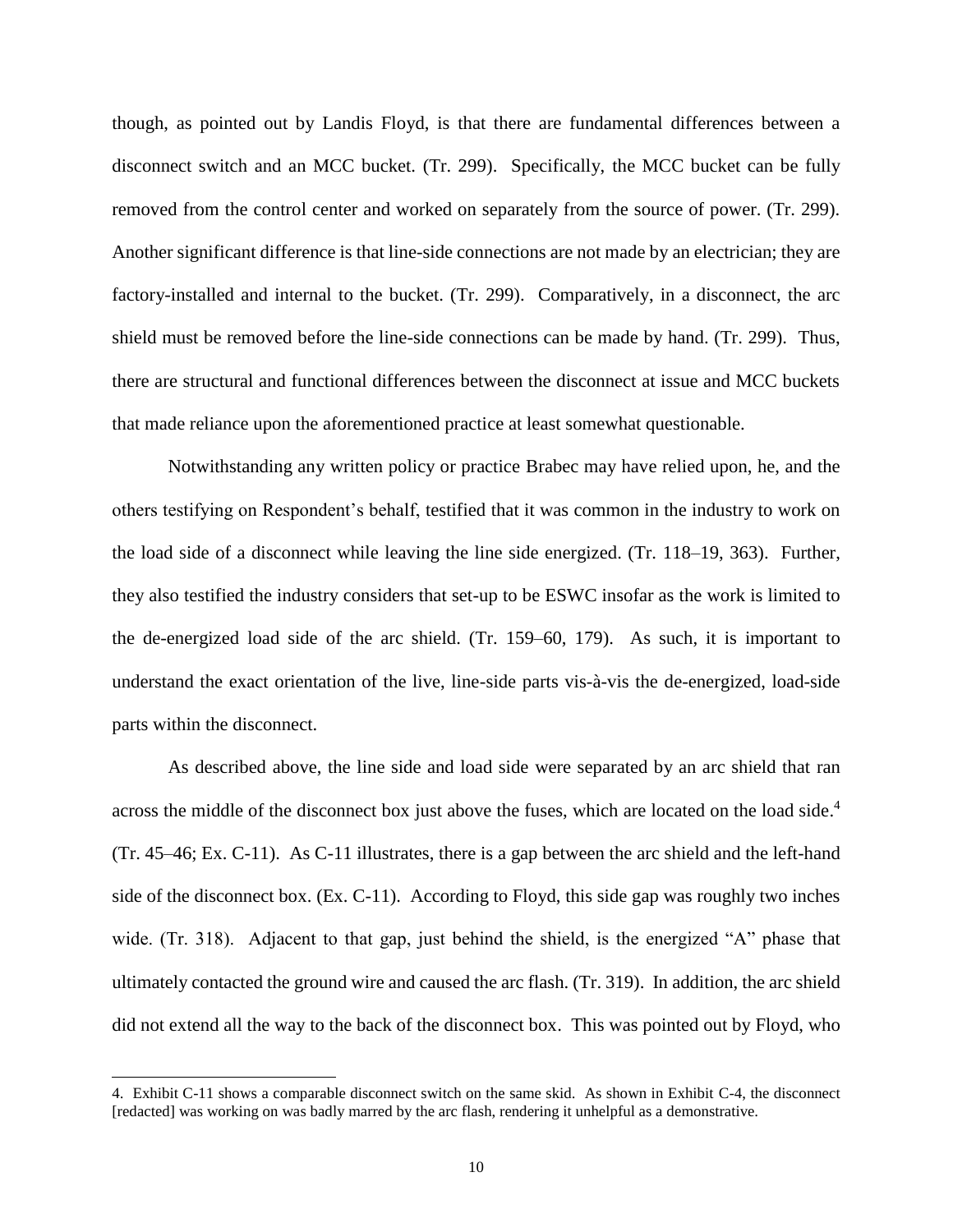though, as pointed out by Landis Floyd, is that there are fundamental differences between a disconnect switch and an MCC bucket. (Tr. 299). Specifically, the MCC bucket can be fully removed from the control center and worked on separately from the source of power. (Tr. 299). Another significant difference is that line-side connections are not made by an electrician; they are factory-installed and internal to the bucket. (Tr. 299). Comparatively, in a disconnect, the arc shield must be removed before the line-side connections can be made by hand. (Tr. 299). Thus, there are structural and functional differences between the disconnect at issue and MCC buckets that made reliance upon the aforementioned practice at least somewhat questionable.

Notwithstanding any written policy or practice Brabec may have relied upon, he, and the others testifying on Respondent's behalf, testified that it was common in the industry to work on the load side of a disconnect while leaving the line side energized. (Tr. 118–19, 363). Further, they also testified the industry considers that set-up to be ESWC insofar as the work is limited to the de-energized load side of the arc shield. (Tr. 159–60, 179). As such, it is important to understand the exact orientation of the live, line-side parts vis-à-vis the de-energized, load-side parts within the disconnect.

As described above, the line side and load side were separated by an arc shield that ran across the middle of the disconnect box just above the fuses, which are located on the load side.[4] (Tr. 45–46; Ex. C-11). As C-11 illustrates, there is a gap between the arc shield and the left-hand side of the disconnect box. (Ex. C-11). According to Floyd, this side gap was roughly two inches wide. (Tr. 318). Adjacent to that gap, just behind the shield, is the energized "A" phase that ultimately contacted the ground wire and caused the arc flash. (Tr. 319). In addition, the arc shield did not extend all the way to the back of the disconnect box. This was pointed out by Floyd, who

---

4. Exhibit C-11 shows a comparable disconnect switch on the same skid. As shown in Exhibit C-4, the disconnect [redacted] was working on was badly marred by the arc flash, rendering it unhelpful as a demonstrative.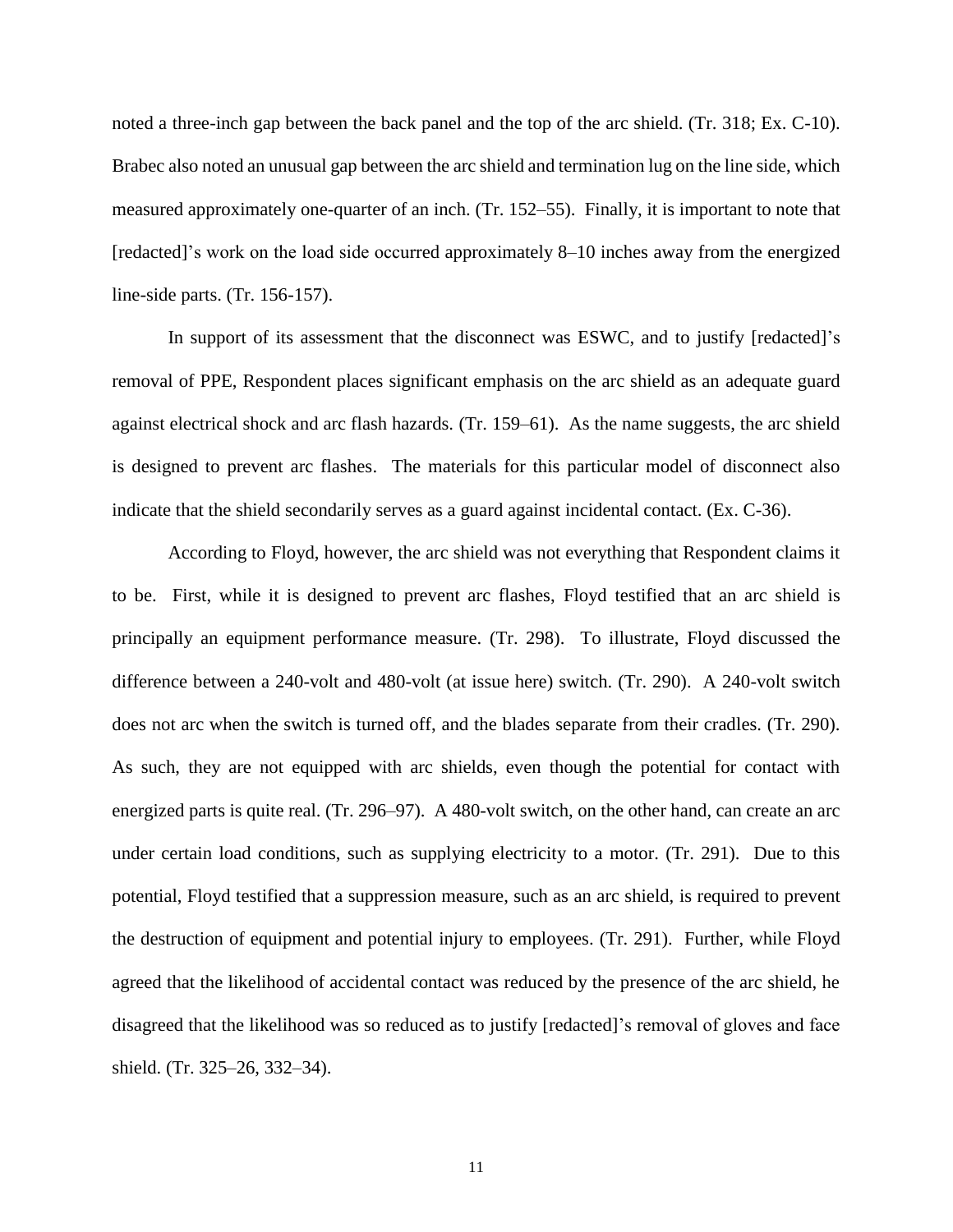noted a three-inch gap between the back panel and the top of the arc shield. (Tr. 318; Ex. C-10). Brabec also noted an unusual gap between the arc shield and termination lug on the line side, which measured approximately one-quarter of an inch. (Tr. 152–55). Finally, it is important to note that [redacted]'s work on the load side occurred approximately 8–10 inches away from the energized line-side parts. (Tr. 156-157).

In support of its assessment that the disconnect was ESWC, and to justify [redacted]'s removal of PPE, Respondent places significant emphasis on the arc shield as an adequate guard against electrical shock and arc flash hazards. (Tr. 159–61). As the name suggests, the arc shield is designed to prevent arc flashes. The materials for this particular model of disconnect also indicate that the shield secondarily serves as a guard against incidental contact. (Ex. C-36).

According to Floyd, however, the arc shield was not everything that Respondent claims it to be. First, while it is designed to prevent arc flashes, Floyd testified that an arc shield is principally an equipment performance measure. (Tr. 298). To illustrate, Floyd discussed the difference between a 240-volt and 480-volt (at issue here) switch. (Tr. 290). A 240-volt switch does not arc when the switch is turned off, and the blades separate from their cradles. (Tr. 290). As such, they are not equipped with arc shields, even though the potential for contact with energized parts is quite real. (Tr. 296–97). A 480-volt switch, on the other hand, can create an arc under certain load conditions, such as supplying electricity to a motor. (Tr. 291). Due to this potential, Floyd testified that a suppression measure, such as an arc shield, is required to prevent the destruction of equipment and potential injury to employees. (Tr. 291). Further, while Floyd agreed that the likelihood of accidental contact was reduced by the presence of the arc shield, he disagreed that the likelihood was so reduced as to justify [redacted]'s removal of gloves and face shield. (Tr. 325–26, 332–34).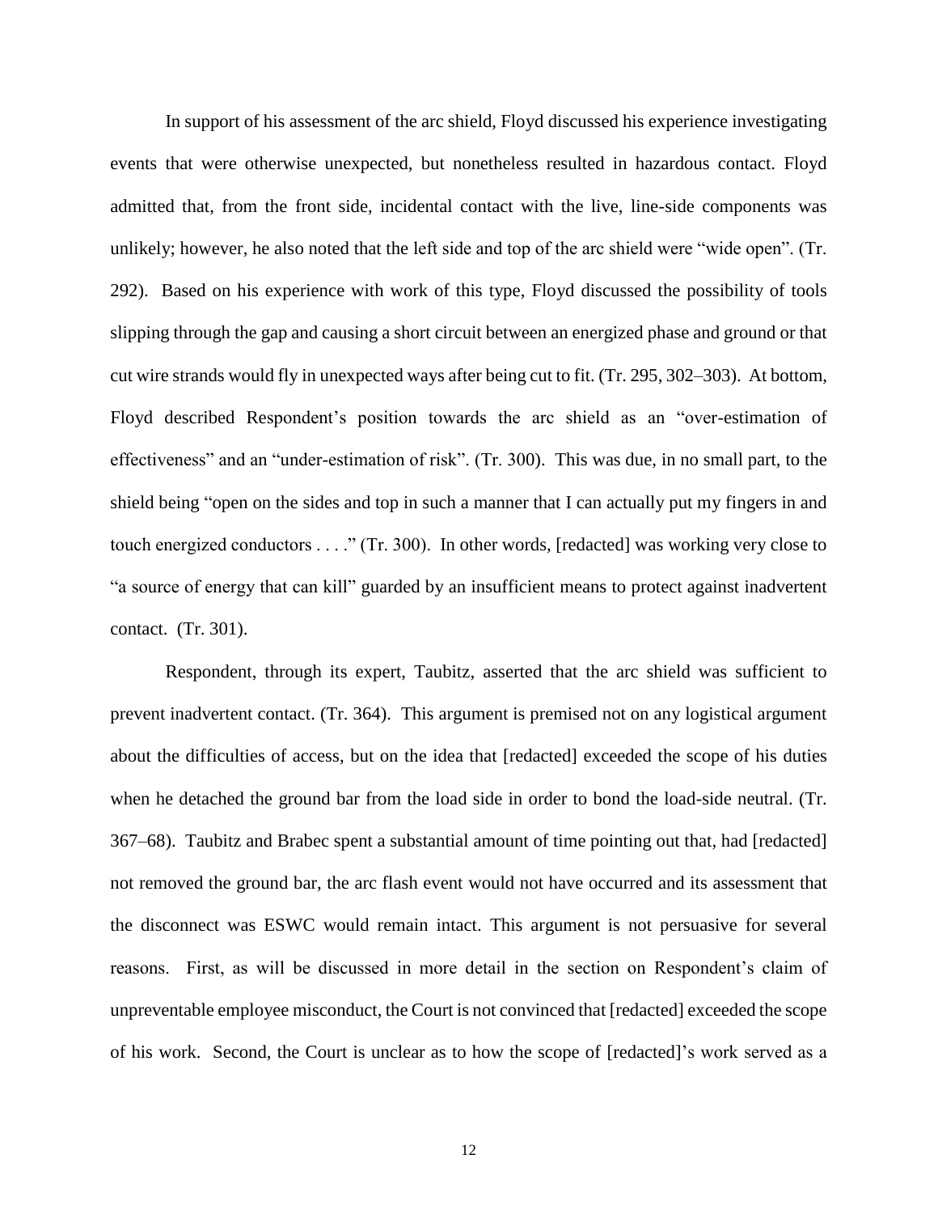In support of his assessment of the arc shield, Floyd discussed his experience investigating events that were otherwise unexpected, but nonetheless resulted in hazardous contact. Floyd admitted that, from the front side, incidental contact with the live, line-side components was unlikely; however, he also noted that the left side and top of the arc shield were "wide open". (Tr. 292). Based on his experience with work of this type, Floyd discussed the possibility of tools slipping through the gap and causing a short circuit between an energized phase and ground or that cut wire strands would fly in unexpected ways after being cut to fit. (Tr. 295, 302–303). At bottom, Floyd described Respondent's position towards the arc shield as an "over-estimation of effectiveness" and an "under-estimation of risk". (Tr. 300). This was due, in no small part, to the shield being "open on the sides and top in such a manner that I can actually put my fingers in and touch energized conductors . . . ." (Tr. 300). In other words, [redacted] was working very close to "a source of energy that can kill" guarded by an insufficient means to protect against inadvertent contact. (Tr. 301).

Respondent, through its expert, Taubitz, asserted that the arc shield was sufficient to prevent inadvertent contact. (Tr. 364). This argument is premised not on any logistical argument about the difficulties of access, but on the idea that [redacted] exceeded the scope of his duties when he detached the ground bar from the load side in order to bond the load-side neutral. (Tr. 367–68). Taubitz and Brabec spent a substantial amount of time pointing out that, had [redacted] not removed the ground bar, the arc flash event would not have occurred and its assessment that the disconnect was ESWC would remain intact. This argument is not persuasive for several reasons. First, as will be discussed in more detail in the section on Respondent's claim of unpreventable employee misconduct, the Court is not convinced that [redacted] exceeded the scope of his work. Second, the Court is unclear as to how the scope of [redacted]'s work served as a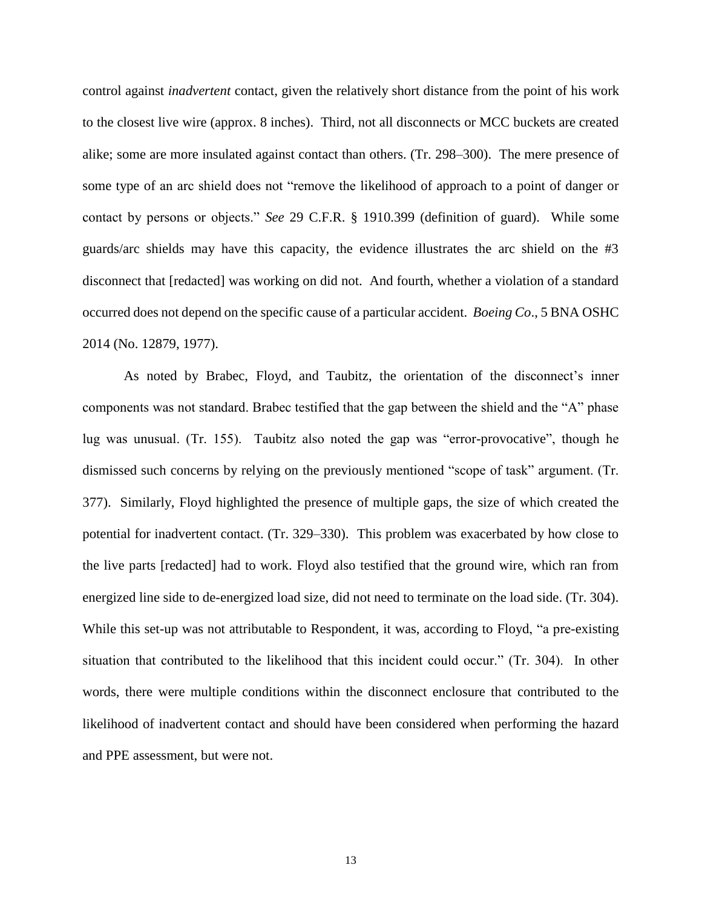control against *inadvertent* contact, given the relatively short distance from the point of his work to the closest live wire (approx. 8 inches). Third, not all disconnects or MCC buckets are created alike; some are more insulated against contact than others. (Tr. 298–300). The mere presence of some type of an arc shield does not "remove the likelihood of approach to a point of danger or contact by persons or objects." *See* 29 C.F.R. § 1910.399 (definition of guard). While some guards/arc shields may have this capacity, the evidence illustrates the arc shield on the #3 disconnect that [redacted] was working on did not. And fourth, whether a violation of a standard occurred does not depend on the specific cause of a particular accident. *Boeing Co*., 5 BNA OSHC 2014 (No. 12879, 1977).

As noted by Brabec, Floyd, and Taubitz, the orientation of the disconnect's inner components was not standard. Brabec testified that the gap between the shield and the "A" phase lug was unusual. (Tr. 155). Taubitz also noted the gap was "error-provocative", though he dismissed such concerns by relying on the previously mentioned "scope of task" argument. (Tr. 377). Similarly, Floyd highlighted the presence of multiple gaps, the size of which created the potential for inadvertent contact. (Tr. 329–330). This problem was exacerbated by how close to the live parts [redacted] had to work. Floyd also testified that the ground wire, which ran from energized line side to de-energized load size, did not need to terminate on the load side. (Tr. 304). While this set-up was not attributable to Respondent, it was, according to Floyd, "a pre-existing situation that contributed to the likelihood that this incident could occur." (Tr. 304). In other words, there were multiple conditions within the disconnect enclosure that contributed to the likelihood of inadvertent contact and should have been considered when performing the hazard and PPE assessment, but were not.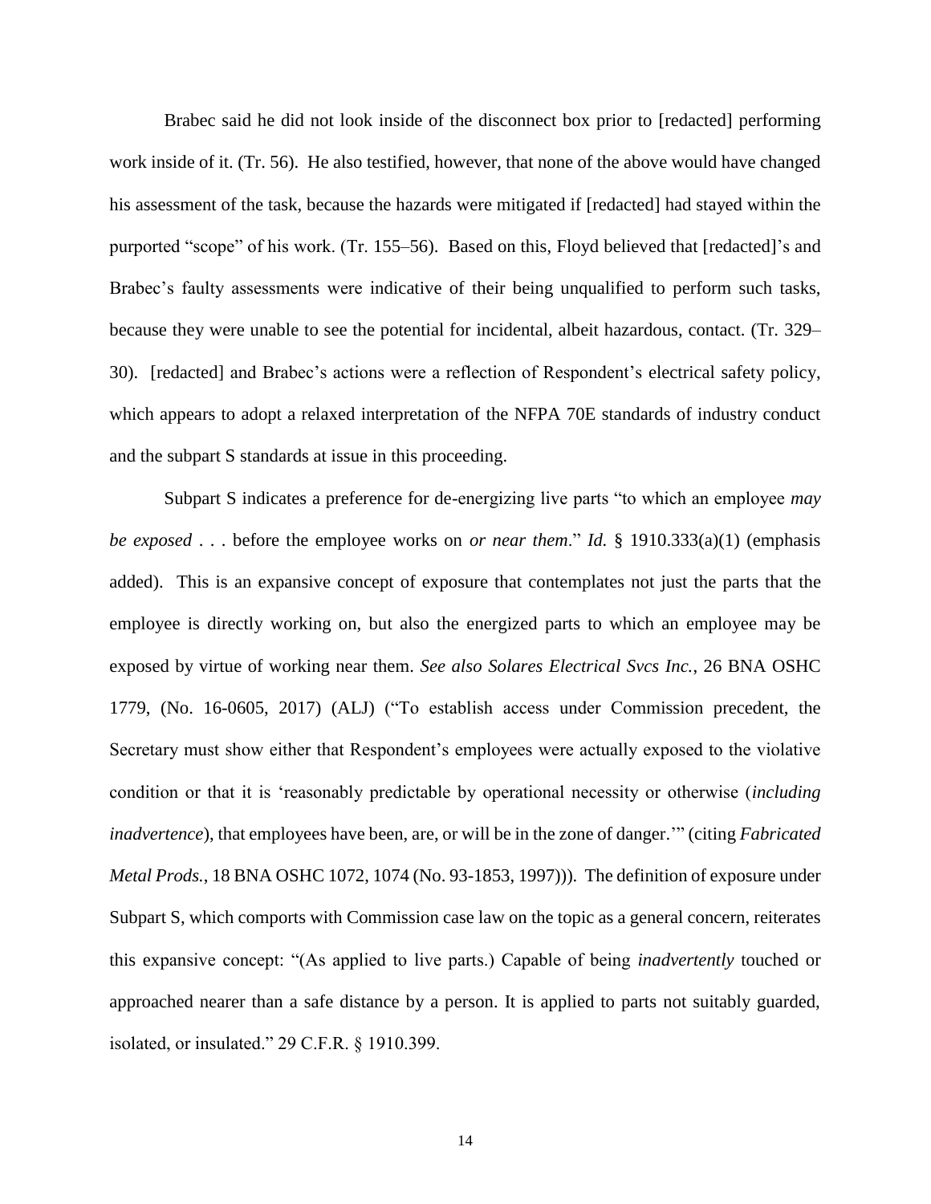Brabec said he did not look inside of the disconnect box prior to [redacted] performing work inside of it. (Tr. 56). He also testified, however, that none of the above would have changed his assessment of the task, because the hazards were mitigated if [redacted] had stayed within the purported "scope" of his work. (Tr. 155–56). Based on this, Floyd believed that [redacted]'s and Brabec's faulty assessments were indicative of their being unqualified to perform such tasks, because they were unable to see the potential for incidental, albeit hazardous, contact. (Tr. 329–30). [redacted] and Brabec's actions were a reflection of Respondent's electrical safety policy, which appears to adopt a relaxed interpretation of the NFPA 70E standards of industry conduct and the subpart S standards at issue in this proceeding.

Subpart S indicates a preference for de-energizing live parts "to which an employee *may be exposed* . . . before the employee works on *or near them*." *Id.* § 1910.333(a)(1) (emphasis added). This is an expansive concept of exposure that contemplates not just the parts that the employee is directly working on, but also the energized parts to which an employee may be exposed by virtue of working near them. *See also Solares Electrical Svcs Inc.*, 26 BNA OSHC 1779, (No. 16-0605, 2017) (ALJ) ("To establish access under Commission precedent, the Secretary must show either that Respondent's employees were actually exposed to the violative condition or that it is 'reasonably predictable by operational necessity or otherwise (*including inadvertence*), that employees have been, are, or will be in the zone of danger.'" (citing *Fabricated Metal Prods.*, 18 BNA OSHC 1072, 1074 (No. 93-1853, 1997))). The definition of exposure under Subpart S, which comports with Commission case law on the topic as a general concern, reiterates this expansive concept: "(As applied to live parts.) Capable of being *inadvertently* touched or approached nearer than a safe distance by a person. It is applied to parts not suitably guarded, isolated, or insulated." 29 C.F.R. § 1910.399.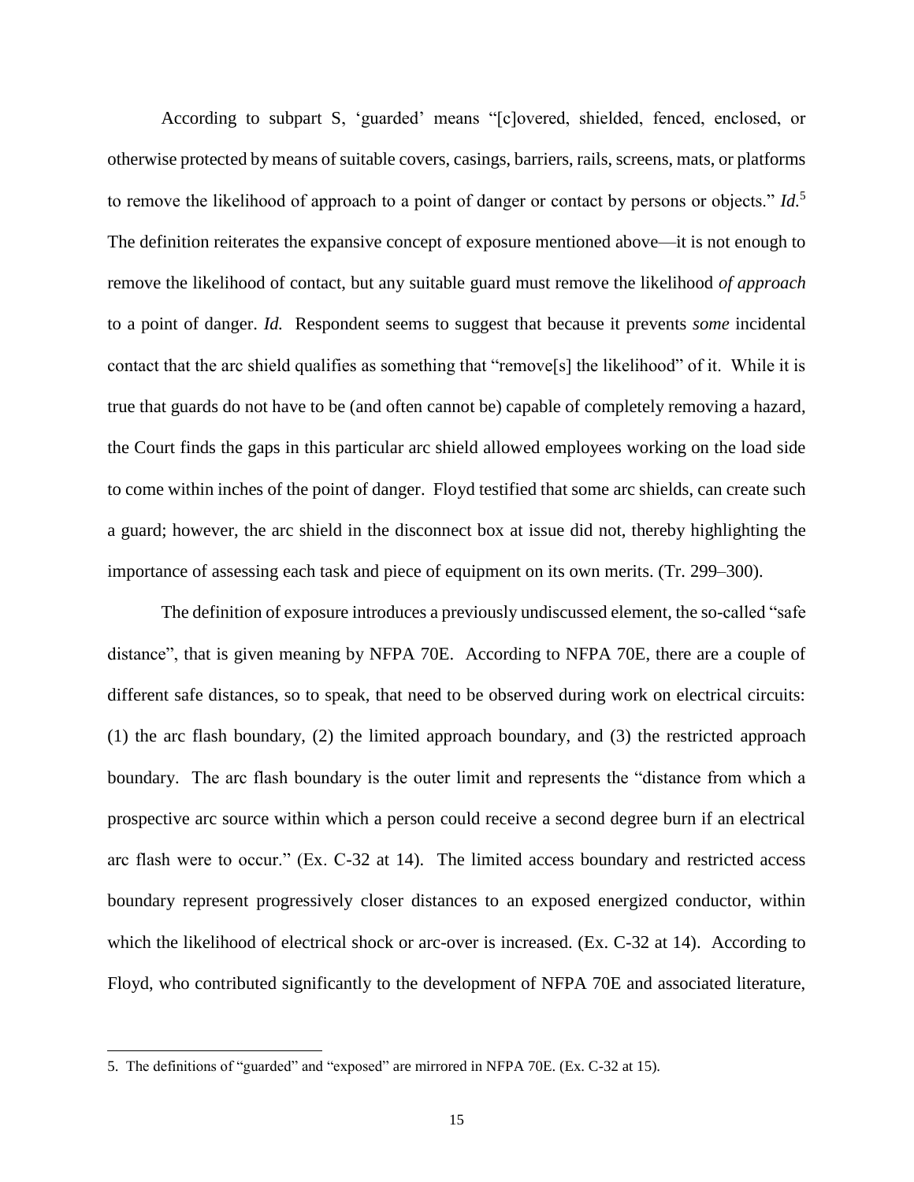According to subpart S, 'guarded' means "[c]overed, shielded, fenced, enclosed, or otherwise protected by means of suitable covers, casings, barriers, rails, screens, mats, or platforms to remove the likelihood of approach to a point of danger or contact by persons or objects." *Id.*[5] The definition reiterates the expansive concept of exposure mentioned above—it is not enough to remove the likelihood of contact, but any suitable guard must remove the likelihood *of approach* to a point of danger. *Id.* Respondent seems to suggest that because it prevents *some* incidental contact that the arc shield qualifies as something that "remove[s] the likelihood" of it. While it is true that guards do not have to be (and often cannot be) capable of completely removing a hazard, the Court finds the gaps in this particular arc shield allowed employees working on the load side to come within inches of the point of danger. Floyd testified that some arc shields, can create such a guard; however, the arc shield in the disconnect box at issue did not, thereby highlighting the importance of assessing each task and piece of equipment on its own merits. (Tr. 299–300).

The definition of exposure introduces a previously undiscussed element, the so-called "safe distance", that is given meaning by NFPA 70E. According to NFPA 70E, there are a couple of different safe distances, so to speak, that need to be observed during work on electrical circuits: (1) the arc flash boundary, (2) the limited approach boundary, and (3) the restricted approach boundary. The arc flash boundary is the outer limit and represents the "distance from which a prospective arc source within which a person could receive a second degree burn if an electrical arc flash were to occur." (Ex. C-32 at 14). The limited access boundary and restricted access boundary represent progressively closer distances to an exposed energized conductor, within which the likelihood of electrical shock or arc-over is increased. (Ex. C-32 at 14). According to Floyd, who contributed significantly to the development of NFPA 70E and associated literature,

5. The definitions of "guarded" and "exposed" are mirrored in NFPA 70E. (Ex. C-32 at 15).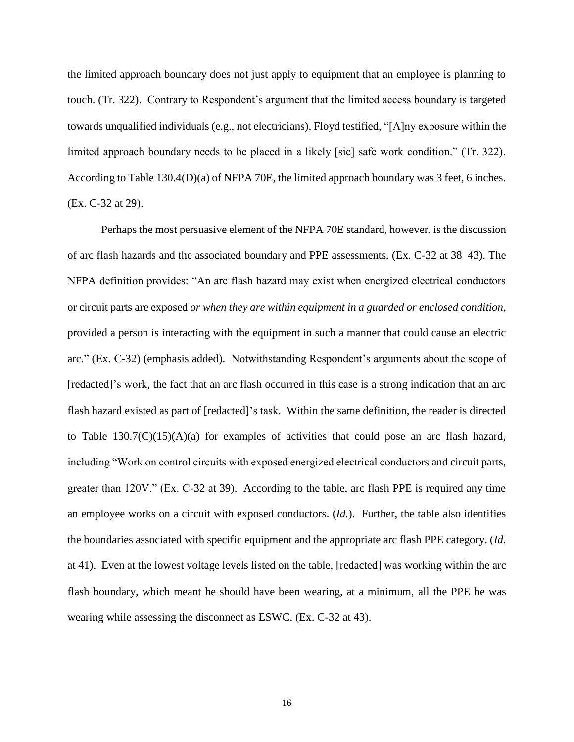the limited approach boundary does not just apply to equipment that an employee is planning to touch. (Tr. 322). Contrary to Respondent's argument that the limited access boundary is targeted towards unqualified individuals (e.g., not electricians), Floyd testified, "[A]ny exposure within the limited approach boundary needs to be placed in a likely [sic] safe work condition." (Tr. 322). According to Table 130.4(D)(a) of NFPA 70E, the limited approach boundary was 3 feet, 6 inches. (Ex. C-32 at 29).

Perhaps the most persuasive element of the NFPA 70E standard, however, is the discussion of arc flash hazards and the associated boundary and PPE assessments. (Ex. C-32 at 38–43). The NFPA definition provides: "An arc flash hazard may exist when energized electrical conductors or circuit parts are exposed *or when they are within equipment in a guarded or enclosed condition*, provided a person is interacting with the equipment in such a manner that could cause an electric arc." (Ex. C-32) (emphasis added). Notwithstanding Respondent's arguments about the scope of [redacted]'s work, the fact that an arc flash occurred in this case is a strong indication that an arc flash hazard existed as part of [redacted]'s task. Within the same definition, the reader is directed to Table 130.7(C)(15)(A)(a) for examples of activities that could pose an arc flash hazard, including "Work on control circuits with exposed energized electrical conductors and circuit parts, greater than 120V." (Ex. C-32 at 39). According to the table, arc flash PPE is required any time an employee works on a circuit with exposed conductors. (*Id.*). Further, the table also identifies the boundaries associated with specific equipment and the appropriate arc flash PPE category. (*Id.* at 41). Even at the lowest voltage levels listed on the table, [redacted] was working within the arc flash boundary, which meant he should have been wearing, at a minimum, all the PPE he was wearing while assessing the disconnect as ESWC. (Ex. C-32 at 43).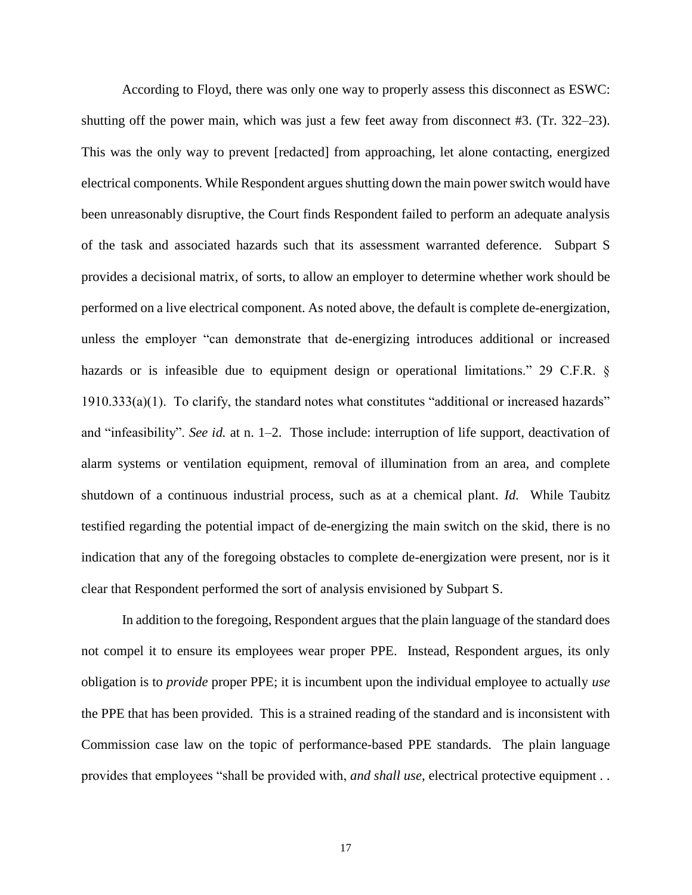According to Floyd, there was only one way to properly assess this disconnect as ESWC: shutting off the power main, which was just a few feet away from disconnect #3. (Tr. 322–23). This was the only way to prevent [redacted] from approaching, let alone contacting, energized electrical components. While Respondent argues shutting down the main power switch would have been unreasonably disruptive, the Court finds Respondent failed to perform an adequate analysis of the task and associated hazards such that its assessment warranted deference. Subpart S provides a decisional matrix, of sorts, to allow an employer to determine whether work should be performed on a live electrical component. As noted above, the default is complete de-energization, unless the employer "can demonstrate that de-energizing introduces additional or increased hazards or is infeasible due to equipment design or operational limitations." 29 C.F.R. § 1910.333(a)(1). To clarify, the standard notes what constitutes "additional or increased hazards" and "infeasibility". *See id.* at n. 1–2. Those include: interruption of life support, deactivation of alarm systems or ventilation equipment, removal of illumination from an area, and complete shutdown of a continuous industrial process, such as at a chemical plant. *Id.* While Taubitz testified regarding the potential impact of de-energizing the main switch on the skid, there is no indication that any of the foregoing obstacles to complete de-energization were present, nor is it clear that Respondent performed the sort of analysis envisioned by Subpart S.

In addition to the foregoing, Respondent argues that the plain language of the standard does not compel it to ensure its employees wear proper PPE. Instead, Respondent argues, its only obligation is to *provide* proper PPE; it is incumbent upon the individual employee to actually *use* the PPE that has been provided. This is a strained reading of the standard and is inconsistent with Commission case law on the topic of performance-based PPE standards. The plain language provides that employees "shall be provided with, *and shall use,* electrical protective equipment . .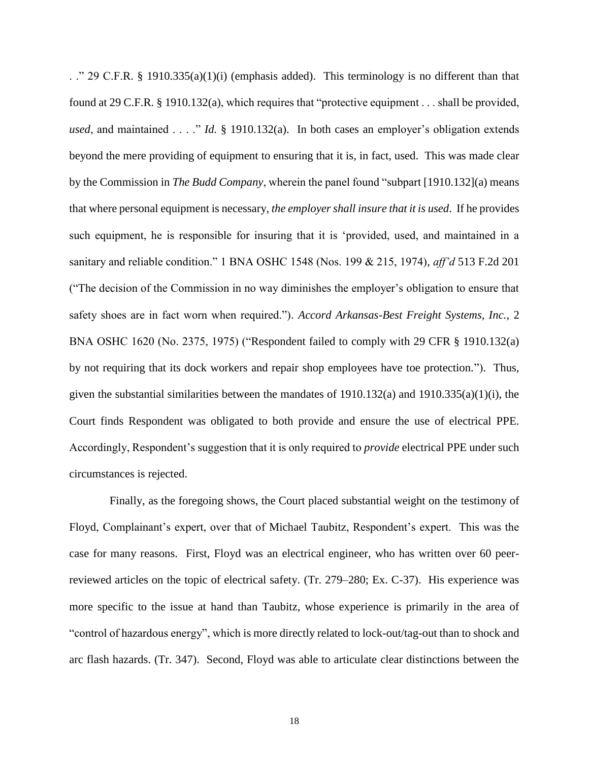. ." 29 C.F.R. § 1910.335(a)(1)(i) (emphasis added). This terminology is no different than that found at 29 C.F.R. § 1910.132(a), which requires that "protective equipment . . . shall be provided, *used*, and maintained . . . ." *Id.* § 1910.132(a). In both cases an employer's obligation extends beyond the mere providing of equipment to ensuring that it is, in fact, used. This was made clear by the Commission in *The Budd Company*, wherein the panel found "subpart [1910.132](a) means that where personal equipment is necessary, *the employer shall insure that it is used*. If he provides such equipment, he is responsible for insuring that it is 'provided, used, and maintained in a sanitary and reliable condition." 1 BNA OSHC 1548 (Nos. 199 & 215, 1974), *aff'd* 513 F.2d 201 ("The decision of the Commission in no way diminishes the employer's obligation to ensure that safety shoes are in fact worn when required."). *Accord Arkansas-Best Freight Systems, Inc.*, 2 BNA OSHC 1620 (No. 2375, 1975) ("Respondent failed to comply with 29 CFR § 1910.132(a) by not requiring that its dock workers and repair shop employees have toe protection."). Thus, given the substantial similarities between the mandates of 1910.132(a) and 1910.335(a)(1)(i), the Court finds Respondent was obligated to both provide and ensure the use of electrical PPE. Accordingly, Respondent's suggestion that it is only required to *provide* electrical PPE under such circumstances is rejected.

Finally, as the foregoing shows, the Court placed substantial weight on the testimony of Floyd, Complainant's expert, over that of Michael Taubitz, Respondent's expert. This was the case for many reasons. First, Floyd was an electrical engineer, who has written over 60 peer-reviewed articles on the topic of electrical safety. (Tr. 279–280; Ex. C-37). His experience was more specific to the issue at hand than Taubitz, whose experience is primarily in the area of "control of hazardous energy", which is more directly related to lock-out/tag-out than to shock and arc flash hazards. (Tr. 347). Second, Floyd was able to articulate clear distinctions between the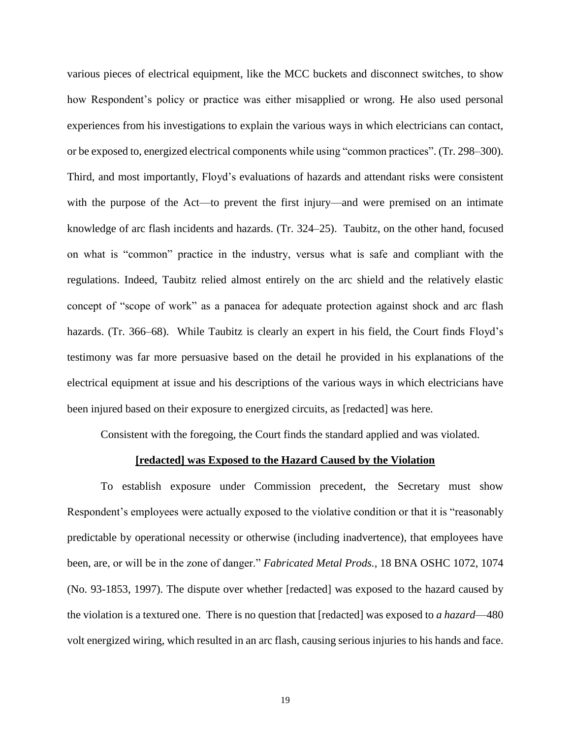various pieces of electrical equipment, like the MCC buckets and disconnect switches, to show how Respondent's policy or practice was either misapplied or wrong. He also used personal experiences from his investigations to explain the various ways in which electricians can contact, or be exposed to, energized electrical components while using "common practices". (Tr. 298–300). Third, and most importantly, Floyd's evaluations of hazards and attendant risks were consistent with the purpose of the Act—to prevent the first injury—and were premised on an intimate knowledge of arc flash incidents and hazards. (Tr. 324–25). Taubitz, on the other hand, focused on what is "common" practice in the industry, versus what is safe and compliant with the regulations. Indeed, Taubitz relied almost entirely on the arc shield and the relatively elastic concept of "scope of work" as a panacea for adequate protection against shock and arc flash hazards. (Tr. 366–68). While Taubitz is clearly an expert in his field, the Court finds Floyd's testimony was far more persuasive based on the detail he provided in his explanations of the electrical equipment at issue and his descriptions of the various ways in which electricians have been injured based on their exposure to energized circuits, as [redacted] was here.

Consistent with the foregoing, the Court finds the standard applied and was violated.

**[redacted] was Exposed to the Hazard Caused by the Violation**

To establish exposure under Commission precedent, the Secretary must show Respondent's employees were actually exposed to the violative condition or that it is "reasonably predictable by operational necessity or otherwise (including inadvertence), that employees have been, are, or will be in the zone of danger." *Fabricated Metal Prods.*, 18 BNA OSHC 1072, 1074 (No. 93-1853, 1997). The dispute over whether [redacted] was exposed to the hazard caused by the violation is a textured one. There is no question that [redacted] was exposed to *a hazard*—480 volt energized wiring, which resulted in an arc flash, causing serious injuries to his hands and face.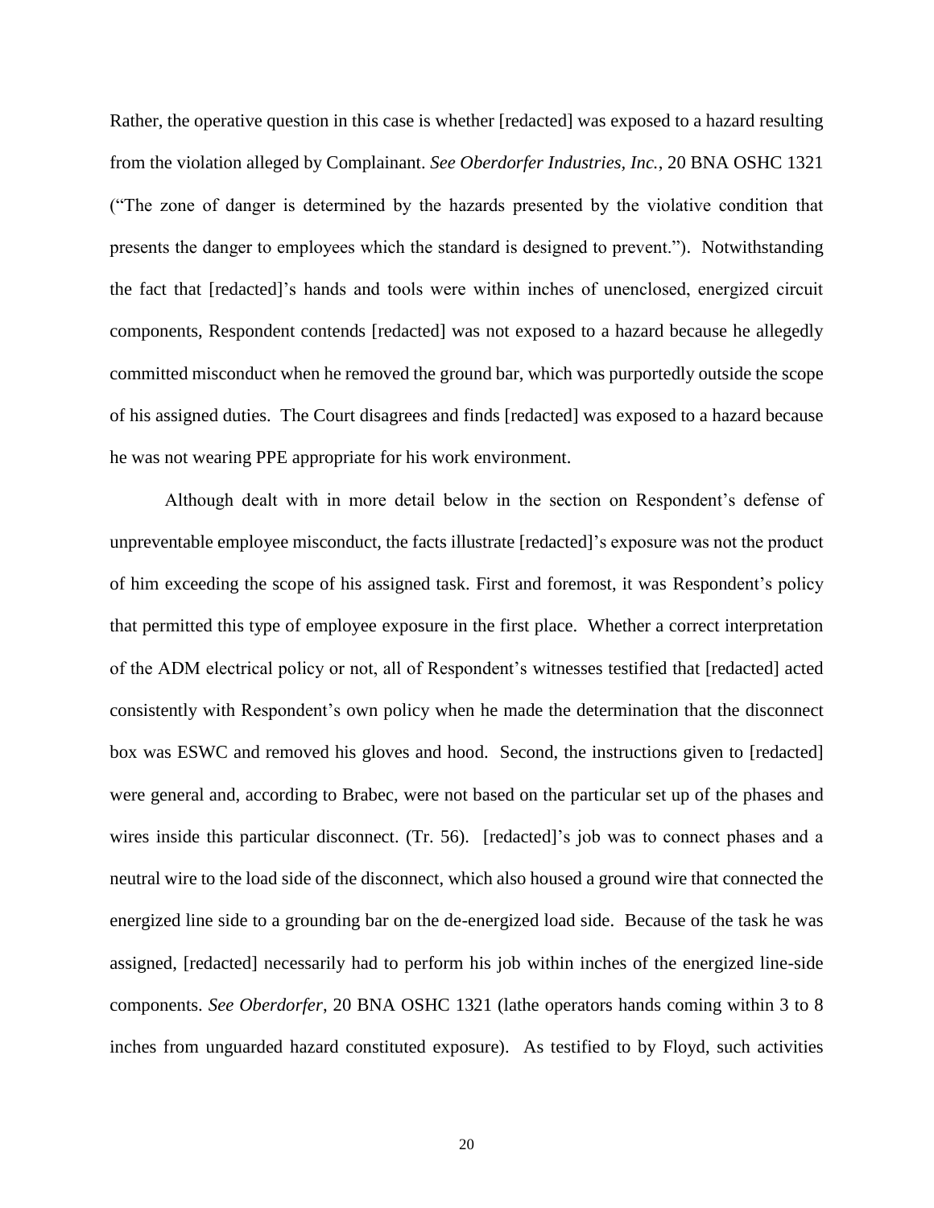Rather, the operative question in this case is whether [redacted] was exposed to a hazard resulting from the violation alleged by Complainant. *See Oberdorfer Industries, Inc.*, 20 BNA OSHC 1321 ("The zone of danger is determined by the hazards presented by the violative condition that presents the danger to employees which the standard is designed to prevent."). Notwithstanding the fact that [redacted]'s hands and tools were within inches of unenclosed, energized circuit components, Respondent contends [redacted] was not exposed to a hazard because he allegedly committed misconduct when he removed the ground bar, which was purportedly outside the scope of his assigned duties. The Court disagrees and finds [redacted] was exposed to a hazard because he was not wearing PPE appropriate for his work environment.

Although dealt with in more detail below in the section on Respondent's defense of unpreventable employee misconduct, the facts illustrate [redacted]'s exposure was not the product of him exceeding the scope of his assigned task. First and foremost, it was Respondent's policy that permitted this type of employee exposure in the first place. Whether a correct interpretation of the ADM electrical policy or not, all of Respondent's witnesses testified that [redacted] acted consistently with Respondent's own policy when he made the determination that the disconnect box was ESWC and removed his gloves and hood. Second, the instructions given to [redacted] were general and, according to Brabec, were not based on the particular set up of the phases and wires inside this particular disconnect. (Tr. 56). [redacted]'s job was to connect phases and a neutral wire to the load side of the disconnect, which also housed a ground wire that connected the energized line side to a grounding bar on the de-energized load side. Because of the task he was assigned, [redacted] necessarily had to perform his job within inches of the energized line-side components. *See Oberdorfer*, 20 BNA OSHC 1321 (lathe operators hands coming within 3 to 8 inches from unguarded hazard constituted exposure). As testified to by Floyd, such activities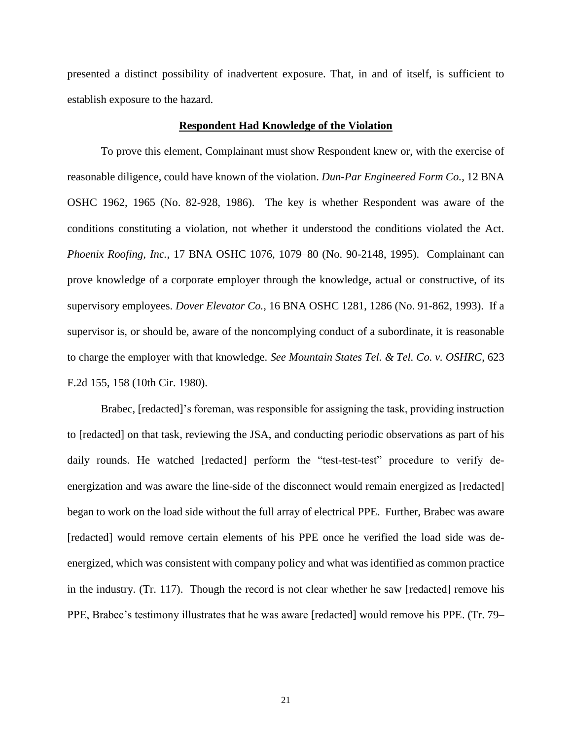presented a distinct possibility of inadvertent exposure. That, in and of itself, is sufficient to establish exposure to the hazard.

**Respondent Had Knowledge of the Violation**

To prove this element, Complainant must show Respondent knew or, with the exercise of reasonable diligence, could have known of the violation. *Dun-Par Engineered Form Co.*, 12 BNA OSHC 1962, 1965 (No. 82-928, 1986). The key is whether Respondent was aware of the conditions constituting a violation, not whether it understood the conditions violated the Act. *Phoenix Roofing, Inc.*, 17 BNA OSHC 1076, 1079–80 (No. 90-2148, 1995). Complainant can prove knowledge of a corporate employer through the knowledge, actual or constructive, of its supervisory employees. *Dover Elevator Co.*, 16 BNA OSHC 1281, 1286 (No. 91-862, 1993). If a supervisor is, or should be, aware of the noncomplying conduct of a subordinate, it is reasonable to charge the employer with that knowledge. *See Mountain States Tel. & Tel. Co. v. OSHRC*, 623 F.2d 155, 158 (10th Cir. 1980).

Brabec, [redacted]'s foreman, was responsible for assigning the task, providing instruction to [redacted] on that task, reviewing the JSA, and conducting periodic observations as part of his daily rounds. He watched [redacted] perform the "test-test-test" procedure to verify de-energization and was aware the line-side of the disconnect would remain energized as [redacted] began to work on the load side without the full array of electrical PPE. Further, Brabec was aware [redacted] would remove certain elements of his PPE once he verified the load side was de-energized, which was consistent with company policy and what was identified as common practice in the industry. (Tr. 117). Though the record is not clear whether he saw [redacted] remove his PPE, Brabec's testimony illustrates that he was aware [redacted] would remove his PPE. (Tr. 79–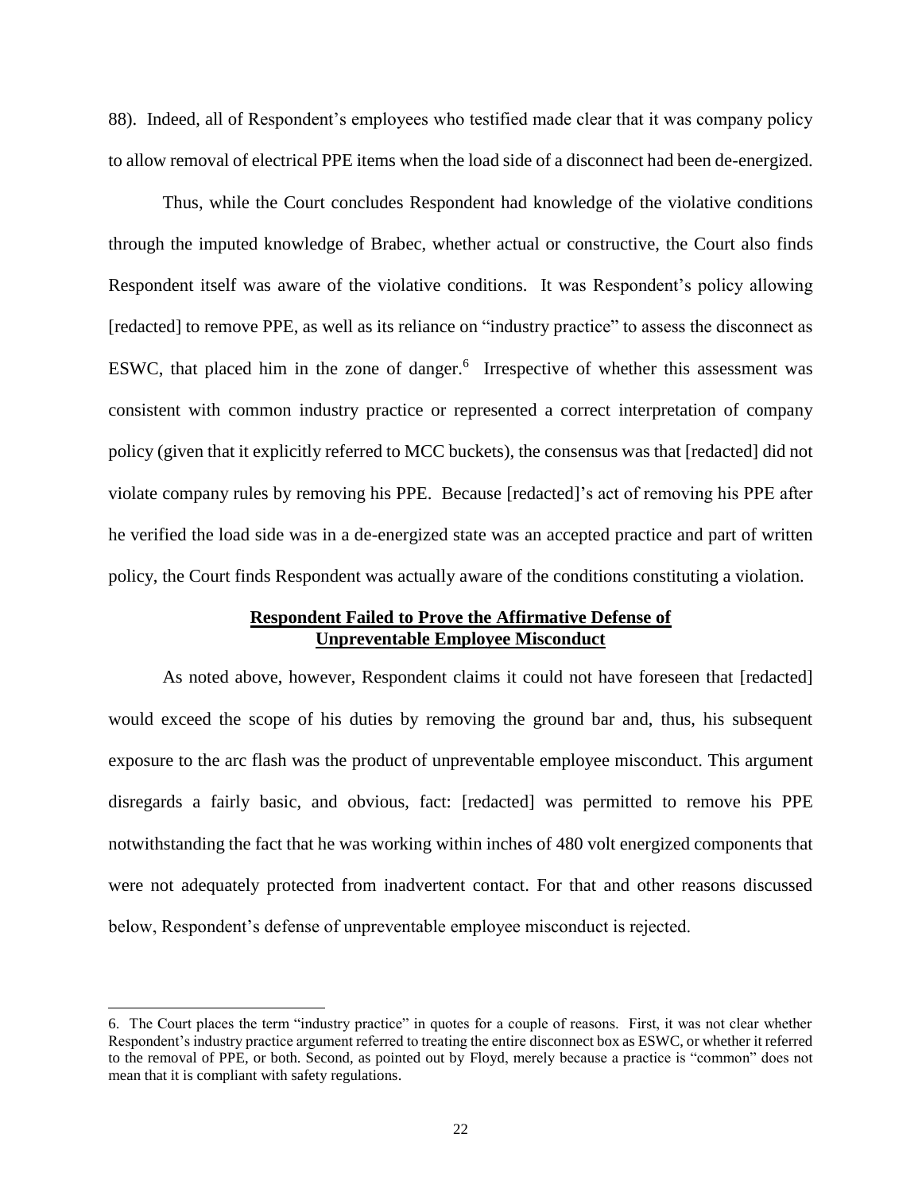88). Indeed, all of Respondent's employees who testified made clear that it was company policy to allow removal of electrical PPE items when the load side of a disconnect had been de-energized.

Thus, while the Court concludes Respondent had knowledge of the violative conditions through the imputed knowledge of Brabec, whether actual or constructive, the Court also finds Respondent itself was aware of the violative conditions. It was Respondent's policy allowing [redacted] to remove PPE, as well as its reliance on "industry practice" to assess the disconnect as ESWC, that placed him in the zone of danger.[6] Irrespective of whether this assessment was consistent with common industry practice or represented a correct interpretation of company policy (given that it explicitly referred to MCC buckets), the consensus was that [redacted] did not violate company rules by removing his PPE. Because [redacted]'s act of removing his PPE after he verified the load side was in a de-energized state was an accepted practice and part of written policy, the Court finds Respondent was actually aware of the conditions constituting a violation.

## Respondent Failed to Prove the Affirmative Defense of Unpreventable Employee Misconduct

As noted above, however, Respondent claims it could not have foreseen that [redacted] would exceed the scope of his duties by removing the ground bar and, thus, his subsequent exposure to the arc flash was the product of unpreventable employee misconduct. This argument disregards a fairly basic, and obvious, fact: [redacted] was permitted to remove his PPE notwithstanding the fact that he was working within inches of 480 volt energized components that were not adequately protected from inadvertent contact. For that and other reasons discussed below, Respondent's defense of unpreventable employee misconduct is rejected.

---

6. The Court places the term "industry practice" in quotes for a couple of reasons. First, it was not clear whether Respondent's industry practice argument referred to treating the entire disconnect box as ESWC, or whether it referred to the removal of PPE, or both. Second, as pointed out by Floyd, merely because a practice is "common" does not mean that it is compliant with safety regulations.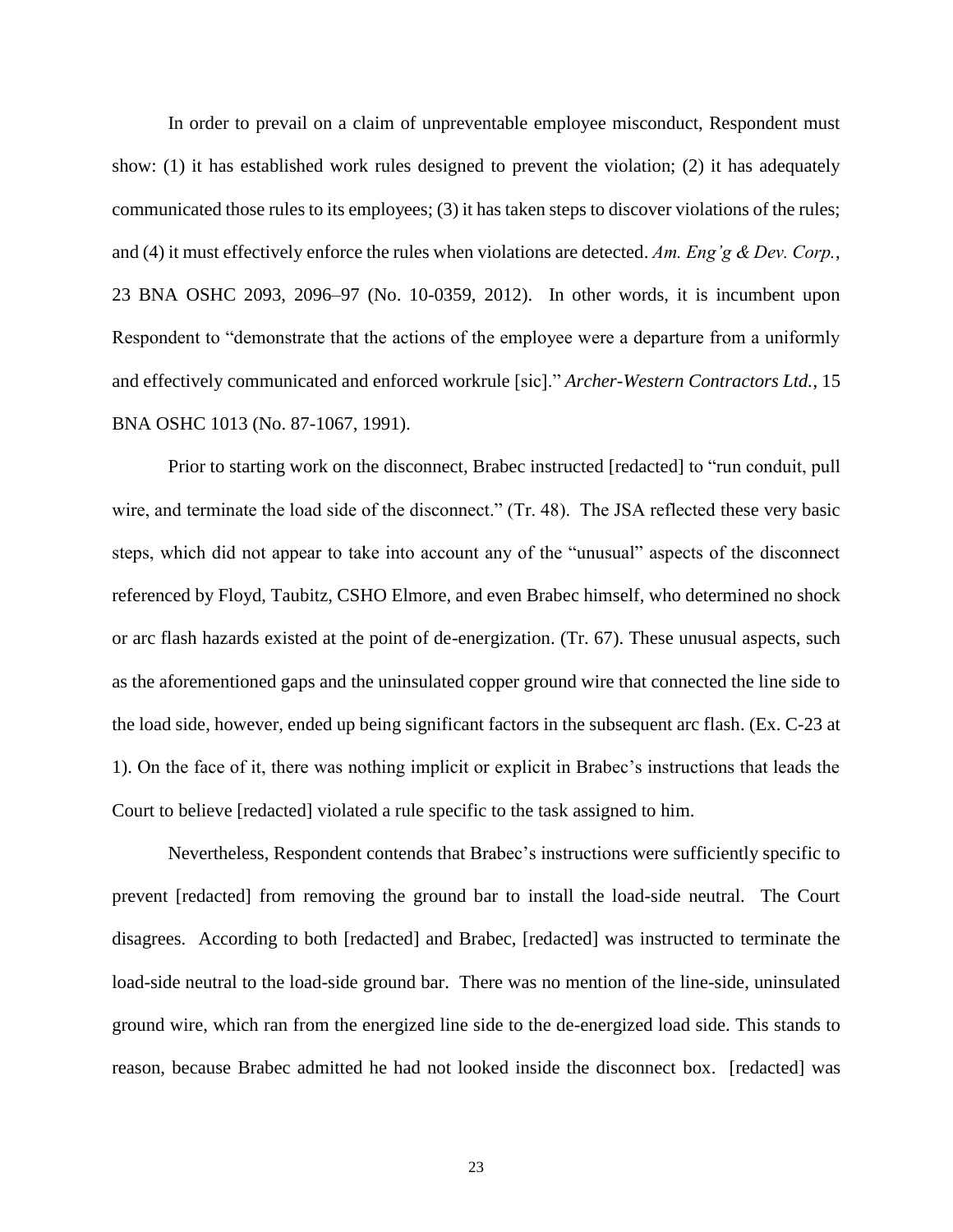In order to prevail on a claim of unpreventable employee misconduct, Respondent must show: (1) it has established work rules designed to prevent the violation; (2) it has adequately communicated those rules to its employees; (3) it has taken steps to discover violations of the rules; and (4) it must effectively enforce the rules when violations are detected. *Am. Eng'g & Dev. Corp.*, 23 BNA OSHC 2093, 2096–97 (No. 10-0359, 2012). In other words, it is incumbent upon Respondent to "demonstrate that the actions of the employee were a departure from a uniformly and effectively communicated and enforced workrule [sic]." *Archer-Western Contractors Ltd.*, 15 BNA OSHC 1013 (No. 87-1067, 1991).

Prior to starting work on the disconnect, Brabec instructed [redacted] to "run conduit, pull wire, and terminate the load side of the disconnect." (Tr. 48). The JSA reflected these very basic steps, which did not appear to take into account any of the "unusual" aspects of the disconnect referenced by Floyd, Taubitz, CSHO Elmore, and even Brabec himself, who determined no shock or arc flash hazards existed at the point of de-energization. (Tr. 67). These unusual aspects, such as the aforementioned gaps and the uninsulated copper ground wire that connected the line side to the load side, however, ended up being significant factors in the subsequent arc flash. (Ex. C-23 at 1). On the face of it, there was nothing implicit or explicit in Brabec's instructions that leads the Court to believe [redacted] violated a rule specific to the task assigned to him.

Nevertheless, Respondent contends that Brabec's instructions were sufficiently specific to prevent [redacted] from removing the ground bar to install the load-side neutral. The Court disagrees. According to both [redacted] and Brabec, [redacted] was instructed to terminate the load-side neutral to the load-side ground bar. There was no mention of the line-side, uninsulated ground wire, which ran from the energized line side to the de-energized load side. This stands to reason, because Brabec admitted he had not looked inside the disconnect box. [redacted] was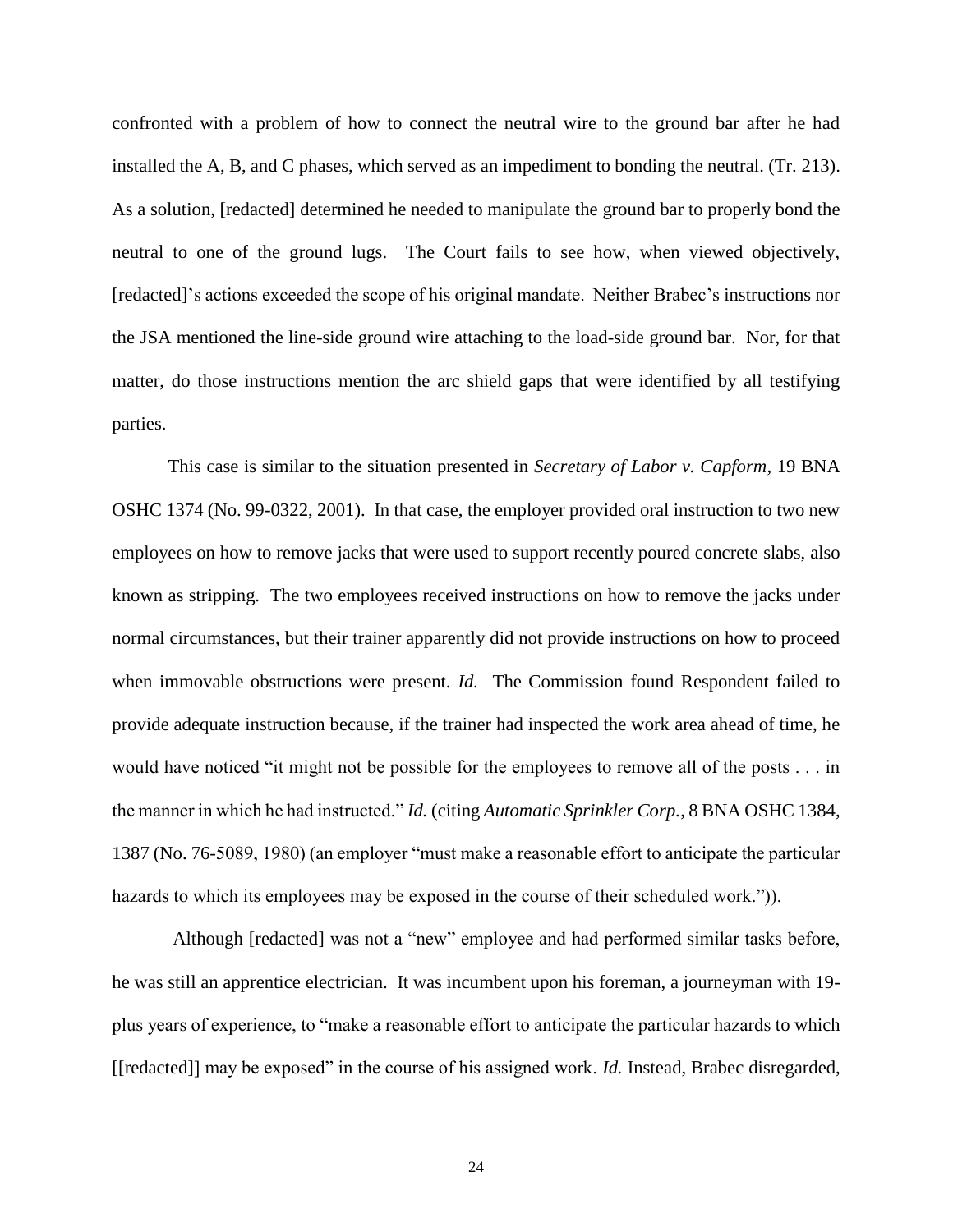confronted with a problem of how to connect the neutral wire to the ground bar after he had installed the A, B, and C phases, which served as an impediment to bonding the neutral. (Tr. 213). As a solution, [redacted] determined he needed to manipulate the ground bar to properly bond the neutral to one of the ground lugs. The Court fails to see how, when viewed objectively, [redacted]'s actions exceeded the scope of his original mandate. Neither Brabec's instructions nor the JSA mentioned the line-side ground wire attaching to the load-side ground bar. Nor, for that matter, do those instructions mention the arc shield gaps that were identified by all testifying parties.

This case is similar to the situation presented in *Secretary of Labor v. Capform*, 19 BNA OSHC 1374 (No. 99-0322, 2001). In that case, the employer provided oral instruction to two new employees on how to remove jacks that were used to support recently poured concrete slabs, also known as stripping. The two employees received instructions on how to remove the jacks under normal circumstances, but their trainer apparently did not provide instructions on how to proceed when immovable obstructions were present. *Id.* The Commission found Respondent failed to provide adequate instruction because, if the trainer had inspected the work area ahead of time, he would have noticed "it might not be possible for the employees to remove all of the posts . . . in the manner in which he had instructed." *Id.* (citing *Automatic Sprinkler Corp.*, 8 BNA OSHC 1384, 1387 (No. 76-5089, 1980) (an employer "must make a reasonable effort to anticipate the particular hazards to which its employees may be exposed in the course of their scheduled work.")).

Although [redacted] was not a "new" employee and had performed similar tasks before, he was still an apprentice electrician. It was incumbent upon his foreman, a journeyman with 19-plus years of experience, to "make a reasonable effort to anticipate the particular hazards to which [[redacted]] may be exposed" in the course of his assigned work. *Id.* Instead, Brabec disregarded,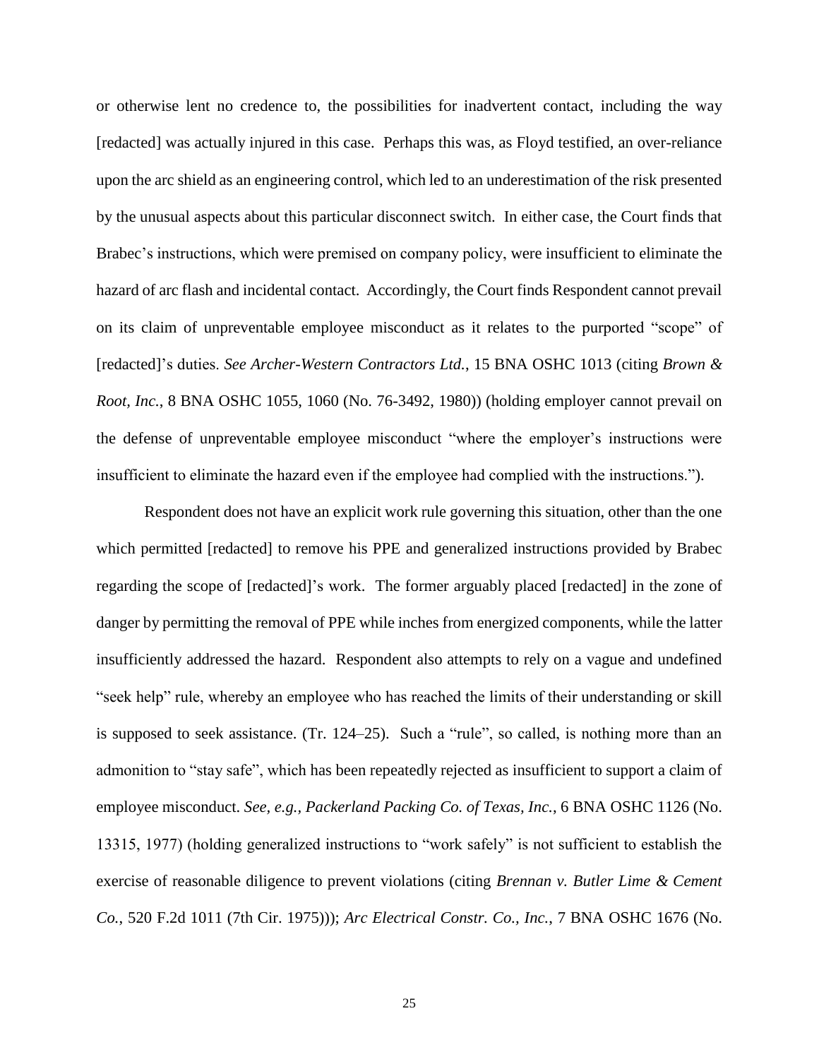or otherwise lent no credence to, the possibilities for inadvertent contact, including the way [redacted] was actually injured in this case. Perhaps this was, as Floyd testified, an over-reliance upon the arc shield as an engineering control, which led to an underestimation of the risk presented by the unusual aspects about this particular disconnect switch. In either case, the Court finds that Brabec's instructions, which were premised on company policy, were insufficient to eliminate the hazard of arc flash and incidental contact. Accordingly, the Court finds Respondent cannot prevail on its claim of unpreventable employee misconduct as it relates to the purported "scope" of [redacted]'s duties. *See Archer-Western Contractors Ltd.*, 15 BNA OSHC 1013 (citing *Brown & Root, Inc.*, 8 BNA OSHC 1055, 1060 (No. 76-3492, 1980)) (holding employer cannot prevail on the defense of unpreventable employee misconduct "where the employer's instructions were insufficient to eliminate the hazard even if the employee had complied with the instructions.").

Respondent does not have an explicit work rule governing this situation, other than the one which permitted [redacted] to remove his PPE and generalized instructions provided by Brabec regarding the scope of [redacted]'s work. The former arguably placed [redacted] in the zone of danger by permitting the removal of PPE while inches from energized components, while the latter insufficiently addressed the hazard. Respondent also attempts to rely on a vague and undefined "seek help" rule, whereby an employee who has reached the limits of their understanding or skill is supposed to seek assistance. (Tr. 124–25). Such a "rule", so called, is nothing more than an admonition to "stay safe", which has been repeatedly rejected as insufficient to support a claim of employee misconduct. *See, e.g., Packerland Packing Co. of Texas, Inc.*, 6 BNA OSHC 1126 (No. 13315, 1977) (holding generalized instructions to "work safely" is not sufficient to establish the exercise of reasonable diligence to prevent violations (citing *Brennan v. Butler Lime & Cement Co.*, 520 F.2d 1011 (7th Cir. 1975))); *Arc Electrical Constr. Co., Inc.*, 7 BNA OSHC 1676 (No.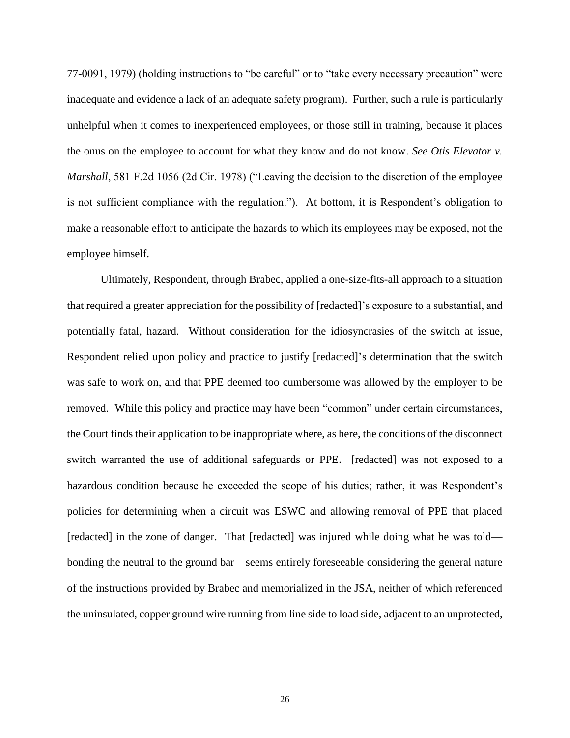77-0091, 1979) (holding instructions to "be careful" or to "take every necessary precaution" were inadequate and evidence a lack of an adequate safety program). Further, such a rule is particularly unhelpful when it comes to inexperienced employees, or those still in training, because it places the onus on the employee to account for what they know and do not know. *See Otis Elevator v. Marshall*, 581 F.2d 1056 (2d Cir. 1978) ("Leaving the decision to the discretion of the employee is not sufficient compliance with the regulation."). At bottom, it is Respondent's obligation to make a reasonable effort to anticipate the hazards to which its employees may be exposed, not the employee himself.

Ultimately, Respondent, through Brabec, applied a one-size-fits-all approach to a situation that required a greater appreciation for the possibility of [redacted]'s exposure to a substantial, and potentially fatal, hazard. Without consideration for the idiosyncrasies of the switch at issue, Respondent relied upon policy and practice to justify [redacted]'s determination that the switch was safe to work on, and that PPE deemed too cumbersome was allowed by the employer to be removed. While this policy and practice may have been "common" under certain circumstances, the Court finds their application to be inappropriate where, as here, the conditions of the disconnect switch warranted the use of additional safeguards or PPE. [redacted] was not exposed to a hazardous condition because he exceeded the scope of his duties; rather, it was Respondent's policies for determining when a circuit was ESWC and allowing removal of PPE that placed [redacted] in the zone of danger. That [redacted] was injured while doing what he was told—bonding the neutral to the ground bar—seems entirely foreseeable considering the general nature of the instructions provided by Brabec and memorialized in the JSA, neither of which referenced the uninsulated, copper ground wire running from line side to load side, adjacent to an unprotected,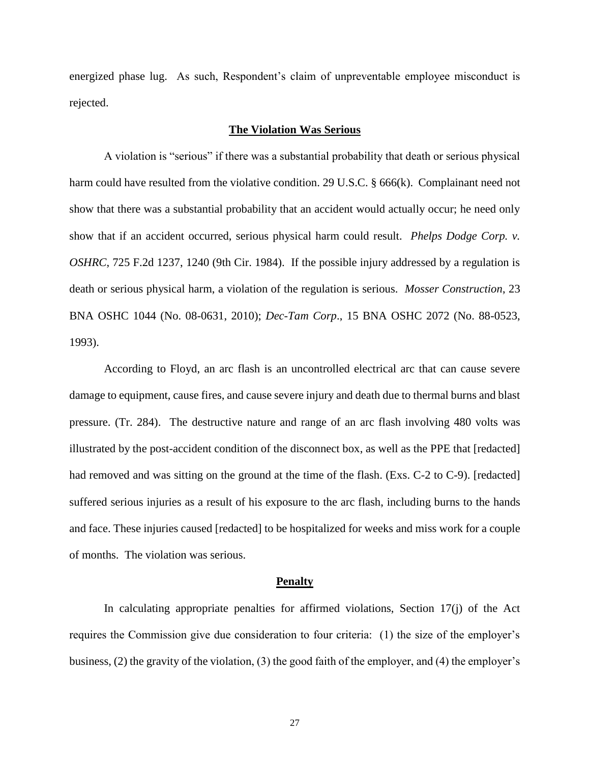energized phase lug. As such, Respondent's claim of unpreventable employee misconduct is rejected.

**The Violation Was Serious**

A violation is "serious" if there was a substantial probability that death or serious physical harm could have resulted from the violative condition. 29 U.S.C. § 666(k). Complainant need not show that there was a substantial probability that an accident would actually occur; he need only show that if an accident occurred, serious physical harm could result. *Phelps Dodge Corp. v. OSHRC*, 725 F.2d 1237, 1240 (9th Cir. 1984). If the possible injury addressed by a regulation is death or serious physical harm, a violation of the regulation is serious. *Mosser Construction*, 23 BNA OSHC 1044 (No. 08-0631, 2010); *Dec-Tam Corp*., 15 BNA OSHC 2072 (No. 88-0523, 1993).

According to Floyd, an arc flash is an uncontrolled electrical arc that can cause severe damage to equipment, cause fires, and cause severe injury and death due to thermal burns and blast pressure. (Tr. 284). The destructive nature and range of an arc flash involving 480 volts was illustrated by the post-accident condition of the disconnect box, as well as the PPE that [redacted] had removed and was sitting on the ground at the time of the flash. (Exs. C-2 to C-9). [redacted] suffered serious injuries as a result of his exposure to the arc flash, including burns to the hands and face. These injuries caused [redacted] to be hospitalized for weeks and miss work for a couple of months. The violation was serious.

**Penalty**

In calculating appropriate penalties for affirmed violations, Section 17(j) of the Act requires the Commission give due consideration to four criteria: (1) the size of the employer's business, (2) the gravity of the violation, (3) the good faith of the employer, and (4) the employer's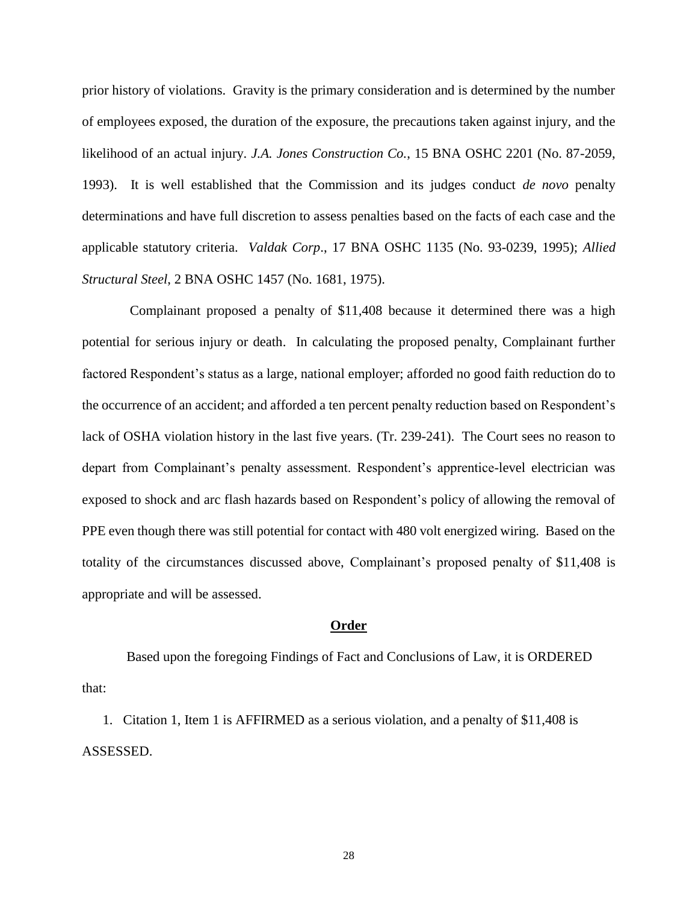prior history of violations. Gravity is the primary consideration and is determined by the number of employees exposed, the duration of the exposure, the precautions taken against injury, and the likelihood of an actual injury. *J.A. Jones Construction Co.*, 15 BNA OSHC 2201 (No. 87-2059, 1993). It is well established that the Commission and its judges conduct *de novo* penalty determinations and have full discretion to assess penalties based on the facts of each case and the applicable statutory criteria. *Valdak Corp*., 17 BNA OSHC 1135 (No. 93-0239, 1995); *Allied Structural Steel*, 2 BNA OSHC 1457 (No. 1681, 1975).

Complainant proposed a penalty of $11,408 because it determined there was a high potential for serious injury or death. In calculating the proposed penalty, Complainant further factored Respondent's status as a large, national employer; afforded no good faith reduction do to the occurrence of an accident; and afforded a ten percent penalty reduction based on Respondent's lack of OSHA violation history in the last five years. (Tr. 239-241). The Court sees no reason to depart from Complainant's penalty assessment. Respondent's apprentice-level electrician was exposed to shock and arc flash hazards based on Respondent's policy of allowing the removal of PPE even though there was still potential for contact with 480 volt energized wiring. Based on the totality of the circumstances discussed above, Complainant's proposed penalty of $11,408 is appropriate and will be assessed.

## **Order**

Based upon the foregoing Findings of Fact and Conclusions of Law, it is ORDERED that:

1. Citation 1, Item 1 is AFFIRMED as a serious violation, and a penalty of $11,408 is ASSESSED.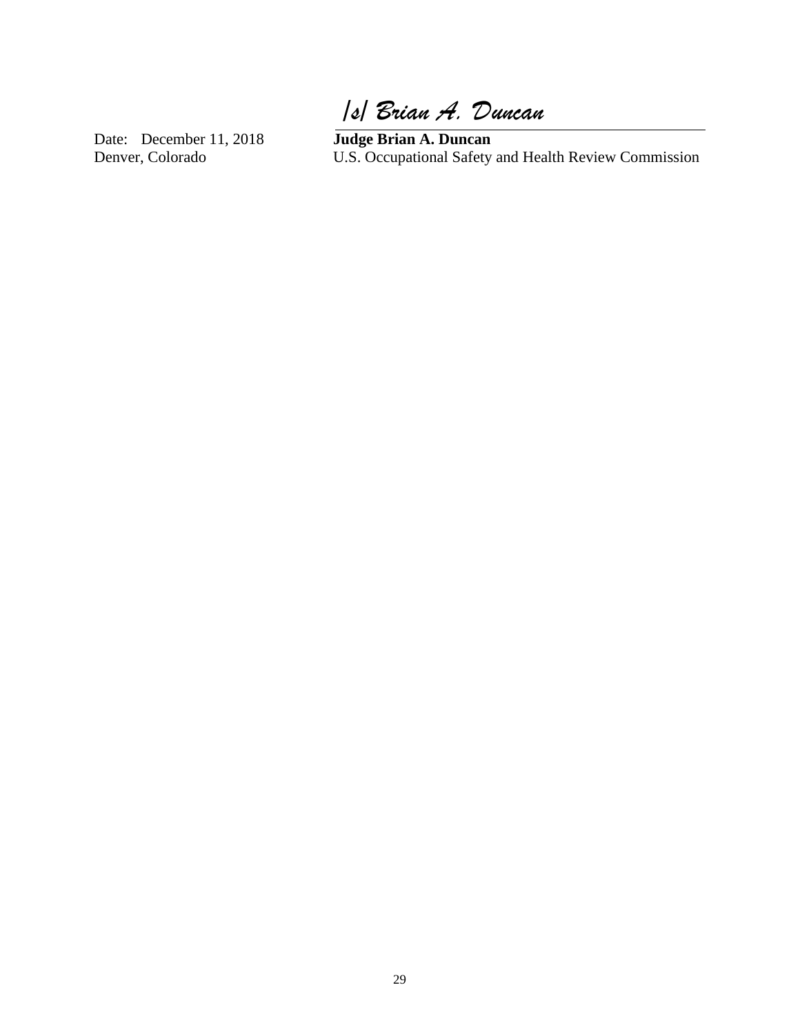*/s/ Brian A. Duncan*

Date: December 11, 2018
Denver, Colorado

**Judge Brian A. Duncan**
U.S. Occupational Safety and Health Review Commission